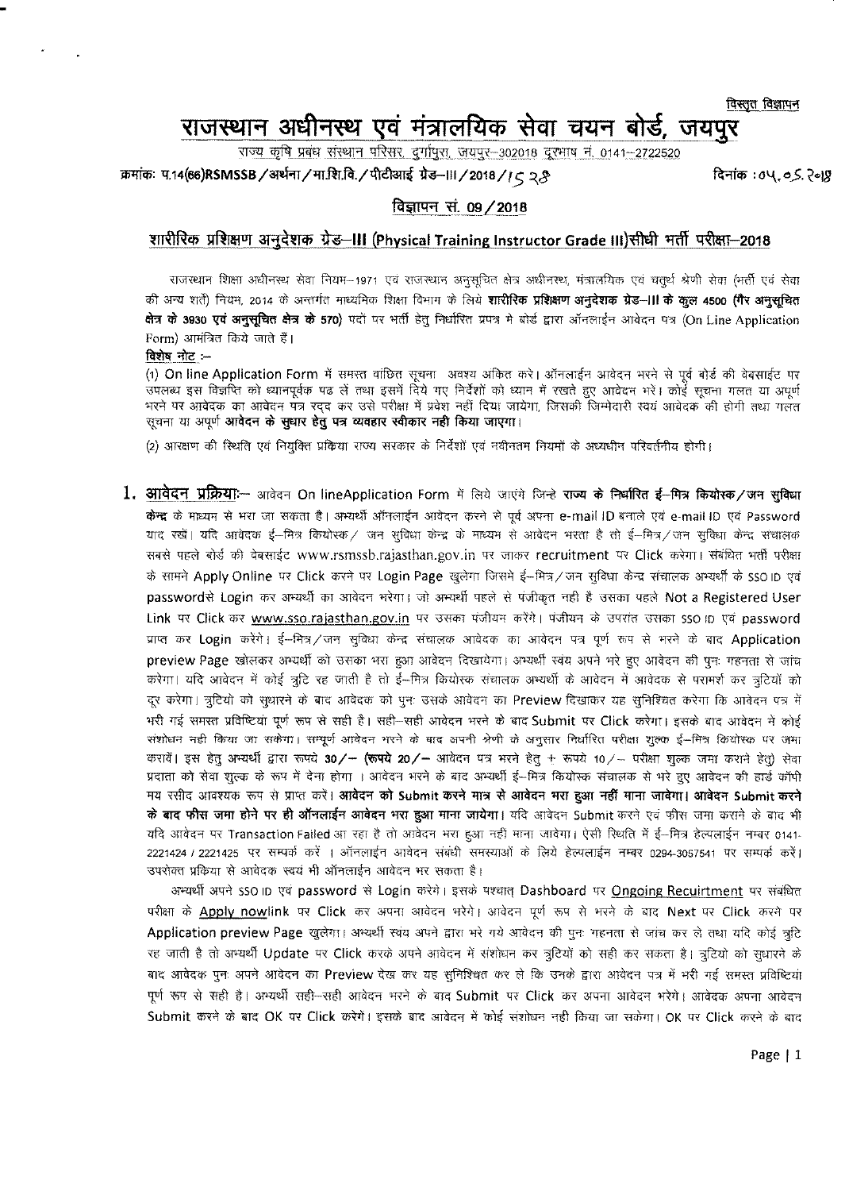विस्तृत विज्ञापन

# राजस्थान अधीनस्थ एवं मंत्रालयिक सेवा चयन बोर्ड, जयपुर

राज्य कृषि प्रबंध संस्थान परिसर, दुर्गापुरा, जयपुर–302018 दूरभाष नं. 0141–2722520

क्रमांकः प.14(66)RSMSSB/अर्थना/मा.शि.वि./पीटीआई ग्रेड–III/2018/1528 &emsp; दिनांक : 05.05.2018

## विज्ञापन सं. 09/2018

## शारीरिक प्रशिक्षण अनुदेशक ग्रेड–III (Physical Training Instructor Grade III)सीधी भर्ती परीक्षा–2018

राजस्थान शिक्षा अधीनस्थ सेवा नियम–1971 एवं राजस्थान अनुसूचित क्षेत्र अधीनस्थ, मंत्रालयिक एवं चतुर्थ श्रेणी सेवा (भर्ती एवं सेवा की अन्य शर्तें) नियम, 2014 के अन्तर्गत माध्यमिक शिक्षा विभाग के लिये **शारीरिक प्रशिक्षण अनुदेशक ग्रेड–III के कुल 4500 (गैर अनुसूचित क्षेत्र के 3930 एवं अनुसूचित क्षेत्र के 570)** पदों पर भर्ती हेतु निर्धारित प्रपत्र मे बोर्ड द्वारा ऑनलाईन आवेदन पत्र (On Line Application Form) आमंत्रित किये जाते हैं।

**विशेष नोट :–**

(1) On line Application Form में समस्त वांछित सूचना अवश्य अंकित करे। ऑनलाईन आवेदन भरने से पूर्व बोर्ड की वेबसाईट पर उपलब्ध इस विज्ञप्ति को ध्यानपूर्वक पढ लें तथा इसमें दिये गए निर्देशों को ध्यान में रखते हुए आवेदन भरें। कोई सूचना गलत या अपूर्ण भरने पर आवेदक का आवेदन पत्र रद्द कर उसे परीक्षा में प्रवेश नहीं दिया जायेगा, जिसकी जिम्मेदारी स्वयं आवेदक की होगी तथा गलत सूचना या अपूर्ण **आवेदन के सुधार हेतु पत्र व्यवहार स्वीकार नही किया जाएगा।**

(2) आरक्षण की स्थिति एवं नियुक्ति प्रक्रिया राज्य सरकार के निर्देशों एवं नवीनतम नियमों के अध्यधीन परिवर्तनीय होगी।

**1. आवेदन प्रक्रिया:–** आवेदन On lineApplication Form में लिये जाएगें जिन्हे **राज्य के निर्धारित ई–मित्र कियोस्क/जन सुविधा केन्द्र** के माध्यम से भरा जा सकता है। अभ्यर्थी ऑनलाईन आवेदन करने से पूर्व अपना e-mail ID बनाले एवं e-mail ID एवं Password याद रखें। यदि आवेदक ई–मित्र कियोस्क/ जन सुविधा केन्द्र के माध्यम से आवेदन भरता है तो ई–मित्र/जन सुविधा केन्द्र संचालक सबसे पहले बोर्ड की वेबसाईट www.rsmssb.rajasthan.gov.in पर जाकर recruitment पर Click करेगा। संबंधित भर्ती परीक्षा के सामने Apply Online पर Click करने पर Login Page खुलेगा जिसमे ई–मित्र/जन सुविधा केन्द्र संचालक अभ्यर्थी के SSO ID एवं passwordसे Login कर अभ्यर्थी का आवेदन भरेगा। जो अभ्यर्थी पहले से पंजीकृत नही है उसका पहले Not a Registered User Link पर Click कर www.sso.rajasthan.gov.in पर उसका पंजीयन करेंगे। पंजीयन के उपरांत उसका SSO ID एवं password प्राप्त कर Login करेंगे। ई–मित्र/जन सुविधा केन्द्र संचालक आवेदक का आवेदन पत्र पूर्ण रूप से भरने के बाद Application preview Page खोलकर अभ्यर्थी को उसका भरा हुआ आवेदन दिखायेगा। अभ्यर्थी स्वंय अपने भरे हुए आवेदन की पुनः गहनता से जांच करेगा। यदि आवेदन में कोई त्रुटि रह जाती है तो ई–मित्र कियोस्क संचालक अभ्यर्थी के आवेदन में आवेदक से परामर्श कर त्रुटियों को दूर करेगा। त्रुटियो को सुधारने के बाद आवेदक को पुनः उसके आवेदन का Preview दिखाकर यह सुनिश्चित करेगा कि आवेदन पत्र में भरी गई समस्त प्रविष्टियां पूर्ण रूप से सही है। सही–सही आवेदन भरने के बाद Submit पर Click करेगा। इसके बाद आवेदन मे कोई संशोधन नही किया जा सकेगा। सम्पूर्ण आवेदन भरने के बाद अपनी श्रेणी के अनुसार निर्धारित परीक्षा शुल्क ई–मित्र कियोस्क पर जमा करावें। इस हेतु अभ्यर्थी द्वारा **रूपये 30/– (रूपये 20/–** आवेदन पत्र भरने हेतु + रूपये 10/– परीक्षा शुल्क जमा कराने हेतु) सेवा प्रदाता को सेवा शुल्क के रूप में देना होगा । आवेदन भरने के बाद अभ्यर्थी ई–मित्र कियोस्क संचालक से भरे हुए आवेदन की हार्ड कॉपी मय रसीद आवश्यक रूप से प्राप्त करें। **आवेदन को Submit करने मात्र से आवेदन भरा हुआ नहीं माना जावेगा। आवेदन Submit करने के बाद फीस जमा होने पर ही ऑनलाईन आवेदन भरा हुआ माना जायेगा।** यदि आवेदन Submit करने एवं फीस जमा कराने के बाद भी यदि आवेदन पर Transaction Failed आ रहा है तो आवेदन भरा हुआ नही माना जावेगा। ऐसी स्थिति में ई–मित्र हेल्पलाईन नम्बर 0141-2221424 / 2221425 पर सम्पर्क करें । ऑनलाईन आवेदन संबंधी समस्याओं के लिये हेल्पलाईन नम्बर 0294-3057541 पर सम्पर्क करें। उपरोक्त प्रकिया से आवेदक स्वंय भी ऑनलाईन आवेदन भर सकता है।

अभ्यर्थी अपने SSO ID एवं password से Login करेंगे। इसके पश्चात् Dashboard पर Ongoing Recuirtment पर संबंधित परीक्षा के Apply nowlink पर Click कर अपना आवेदन भरेंगे। आवेदन पूर्ण रूप से भरने के बाद Next पर Click करने पर Application preview Page खुलेगा। अभ्यर्थी स्वंय अपने द्वारा भरे गये आवेदन की पुनः गहनता से जांच कर ले तथा यदि कोई त्रुटि रह जाती है तो अभ्यर्थी Update पर Click करके अपने आवेदन में संशोधन कर त्रुटियों को सही कर सकता है। त्रुटियो को सुधारने के बाद आवेदक पुनः अपने आवेदन का Preview देख कर यह सुनिश्चित कर ले कि उनके द्वारा आवेदन पत्र में भरी गई समस्त प्रविष्टियां पूर्ण रूप से सही है। अभ्यर्थी सही–सही आवेदन भरने के बाद Submit पर Click कर अपना आवेदन भरेंगे। आवेदक अपना आवेदन Submit करने के बाद OK पर Click करेंगे। इसके बाद आवेदन मे कोई संशोधन नही किया जा सकेगा। OK पर Click करने के बाद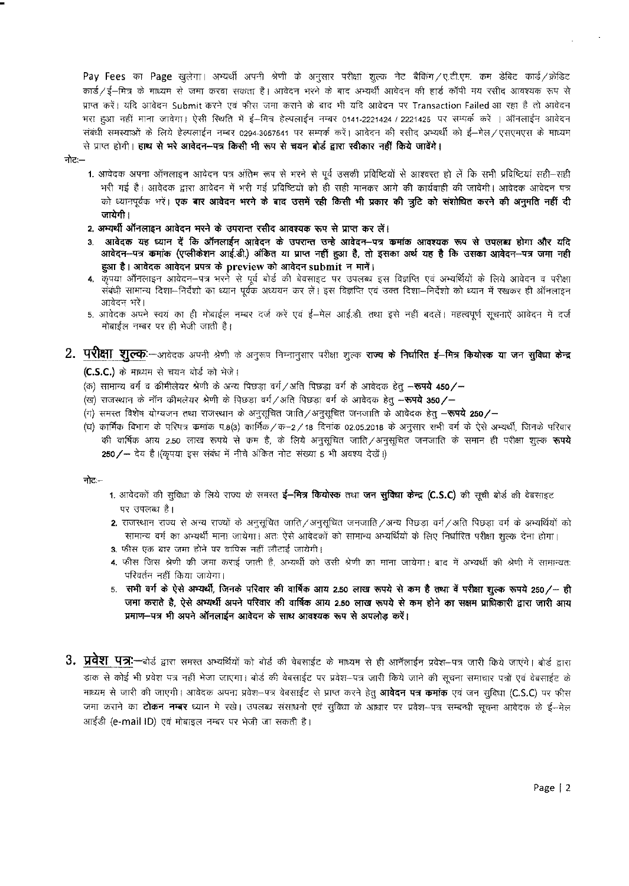Pay Fees का Page खुलेगा। अभ्यर्थी अपनी श्रेणी के अनुसार परीक्षा शुल्क नेट बैंकिंग/ए.टी.एम. कम डेबिट कार्ड/क्रेडिट कार्ड/ई–मित्र के माध्यम से जमा करवा सकता है। आवेदन भरने के बाद अभ्यर्थी आवेदन की हार्ड कॉपी मय रसीद आवश्यक रूप से प्राप्त करें। यदि आवेदन Submit करने एवं फीस जमा कराने के बाद भी यदि आवेदन पर Transaction Failed आ रहा है तो आवेदन भरा हुआ नहीं माना जावेगा। ऐसी स्थिति में ई–मित्र हेल्पलाईन नम्बर 0141-2221424 / 2221425 पर सम्पर्क करें। ऑनलाईन आवेदन संबंधी समस्याओं के लिये हेल्पलाईन नम्बर 0294-3057541 पर सम्पर्क करें। आवेदन की रसीद अभ्यर्थी को ई–मेल/एसएमएस के माध्यम से प्राप्त होगी। **हाथ से भरे आवेदन–पत्र किसी भी रूप से चयन बोर्ड द्वारा स्वीकार नहीं किये जावेंगे।**

नोटः–

1. आवेदक अपना ऑनलाइन आवेदन पत्र अंतिम रूप से भरने से पूर्व उसकी प्रविष्टियों से आश्वस्त हो लें कि सभी प्रविष्टियां सही–सही भरी गई है। आवेदक द्वारा आवेदन में भरी गई प्रविष्टियों को ही सही मानकर आगे की कार्यवाही की जावेगी। आवेदक आवेदन पत्र को ध्यानपूर्वक भरें। **एक बार आवेदन भरने के बाद उसमें रही किसी भी प्रकार की त्रुटि को संशोधित करने की अनुमति नहीं दी जायेगी।**
2. **अभ्यर्थी ऑनलाइन आवेदन भरने के उपरान्त रसीद आवश्यक रूप से प्राप्त कर लें।**
3. **आवेदक यह ध्यान दें कि ऑनलाईन आवेदन के उपरान्त उन्हे आवेदन–पत्र कमांक आवश्यक रूप से उपलब्ध होगा और यदि आवेदन–पत्र कमांक (एप्लीकेशन आई.डी.) अंकित या प्राप्त नहीं हुआ है, तो इसका अर्थ यह है कि उसका आवेदन–पत्र जमा नही हुआ है। आवेदक आवेदन प्रपत्र के preview को आवेदन submit न मानें।**
4. कृपया ऑनलाइन आवेदन–पत्र भरने से पूर्व बोर्ड की बेवसाइट पर उपलब्ध इस विज्ञप्ति एवं अभ्यर्थियों के लिये आवेदन व परीक्षा संबंधी सामान्य दिशा–निर्देशो का ध्यान पूर्वक अध्ययन कर लें। इस विज्ञप्ति एवं उक्त दिशा–निर्देशो को ध्यान में रखकर ही ऑनलाइन आवेदन भरें।
5. आवेदक अपने स्वयं का ही मोबाईल नम्बर दर्ज करें एवं ई–मेल आई.डी. तथा इसे नहीं बदलें। महत्वपूर्ण सूचनाऐं आवेदन में दर्ज मोबाईल नम्बर पर ही भेजी जाती है।

## 2. परीक्षा शुल्कः

–आवेदक अपनी श्रेणी के अनुरूप निम्नानुसार परीक्षा शुल्क **राज्य के निर्धारित ई–मित्र कियोस्क या जन सुविधा केन्द्र (C.S.C.)** के माध्यम से चयन बोर्ड को भेजे।

(क) सामान्य वर्ग व क्रीमीलेयर श्रेणी के अन्य पिछड़ा वर्ग/अति पिछड़ा वर्ग के आवेदक हेतु –**रूपये 450/–**

(ख) राजस्थान के नॉन क्रीमलेयर श्रेणी के पिछड़ा वर्ग/अति पिछड़ा वर्ग के आवेदक हेतु –**रूपये 350/–**

(ग) समस्त विशेष योग्यजन तथा राजस्थान के अनुसूचित जाति/अनुसूचित जनजाति के आवेदक हेतु –**रूपये 250/–**

(घ) कार्मिक विभाग के परिपत्र क्रमांक प.8(3) कार्मिक/क–2/18 दिनांक 02.05.2018 के अनुसार सभी वर्ग के ऐसे अभ्यर्थी, जिनके परिवार की वार्षिक आय 2.50 लाख रूपये से कम है, के लिये अनुसूचित जाति/अनुसूचित जनजाति के समान ही परीक्षा शुल्क **रूपये 250/–** देय है।(कृपया इस संबंध में नीचे अंकित नोट संख्या 5 भी अवश्य देखें।)

नोटः–

1. आवेदकों की सुविधा के लिये राज्य के समस्त **ई–मित्र कियोस्क** तथा **जन सुविधा केन्द्र (C.S.C)** की सूची बोर्ड की वेबसाइट पर उपलब्ध है।
2. राजस्थान राज्य से अन्य राज्यों के अनुसूचित जाति/अनुसूचित जनजाति/अन्य पिछड़ा वर्ग/अति पिछड़ा वर्ग के अभ्यर्थियों को सामान्य वर्ग का अभ्यर्थी माना जायेगा। अतः ऐसे आवेदकों को सामान्य अभ्यर्थियों के लिए निर्धारित परीक्षा शुल्क देना होगा।
3. फीस एक बार जमा होने पर वापिस नहीं लौटाई जायेगी।
4. फीस जिस श्रेणी की जमा कराई जाती है, अभ्यर्थी को उसी श्रेणी का माना जायेगा। बाद में अभ्यर्थी की श्रेणी में सामान्यतः परिवर्तन नहीं किया जायेगा।
5. **सभी वर्ग के ऐसे अभ्यर्थी, जिनके परिवार की वार्षिक आय 2.50 लाख रूपये से कम है तथा वें परीक्षा शुल्क रूपये 250/– ही जमा कराते है, ऐसे अभ्यर्थी अपने परिवार की वार्षिक आय 2.50 लाख रूपये से कम होने का सक्षम प्राधिकारी द्वारा जारी आय प्रमाण–पत्र भी अपने ऑनलाईन आवेदन के साथ आवश्यक रूप से अपलोड़ करें।**

## 3. प्रवेश पत्रः

–बोर्ड द्वारा समस्त अभ्यर्थियों को बोर्ड की वेबसाईट के माध्यम से ही ऑनलाईन प्रवेश–पत्र जारी किये जाएंगे। बोर्ड द्वारा डाक से कोई भी प्रवेश पत्र नही भेजा जाएगा। बोर्ड की वेबसाईट पर प्रवेश–पत्र जारी किये जाने की सूचना समाचार पत्रों एवं वेबसाईट के माध्यम से जारी की जाएगी। आवेदक अपना प्रवेश–पत्र वेबसाईट से प्राप्त करने हेतु **आवेदन पत्र कमांक** एवं जन सुविधा (C.S.C) पर फीस जमा कराने का **टोकन नम्बर** ध्यान मे रखे। उपलब्ध संसाधनो एवं सुविधा के आधार पर प्रवेश–पत्र सम्बन्धी सूचना आवेदक के ई–मेल आईडी (e-mail ID) एवं मोबाइल नम्बर पर भेजी जा सकती है।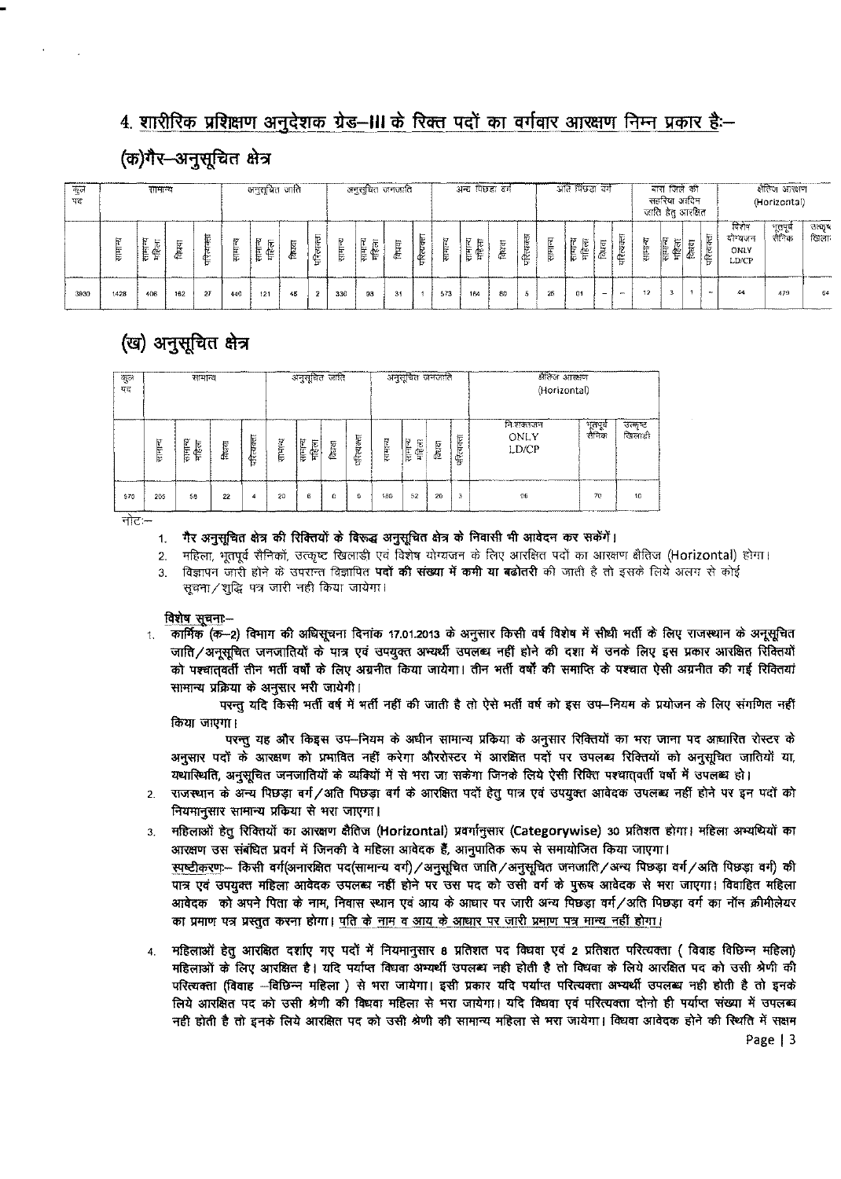## 4. शारीरिक प्रशिक्षण अनुदेशक ग्रेड–III के रिक्त पदों का वर्गवार आरक्षण निम्न प्रकार है:–

### (क)गैर–अनुसूचित क्षेत्र

| कुल पद | सामान्य | | | | अनुसूचित जाति | | | | अनुसूचित जनजाति | | | | अन्य पिछड़ा वर्ग | | | | अति पिछड़ा वर्ग | | | | बारां जिले की सहरिया आदिम जाति हेतु आरक्षित | | | | क्षैतिज आरक्षण (Horizontal) | | |
|---|---|---|---|---|---|---|---|---|---|---|---|---|---|---|---|---|---|---|---|---|---|---|---|---|---|---|---|
| | सामान्य | सामान्य महिला | विधवा | परित्यक्ता | सामान्य | सामान्य महिला | विधवा | परित्यक्ता | सामान्य | सामान्य महिला | विधवा | परित्यक्ता | सामान्य | सामान्य महिला | विधवा | परित्यक्ता | सामान्य | सामान्य महिला | विधवा | परित्यक्ता | सामान्य | सामान्य महिला | विधवा | परित्यक्ता | विशेष योग्यजन ONLY LD/CP | भूतपूर्व सैनिक | उत्कृष्ट खिलाड़ी |
| 3930 | 1428 | 406 | 162 | 27 | 440 | 121 | 45 | 2 | 330 | 93 | 31 | 1 | 573 | 164 | 60 | 5 | 26 | 01 | – | – | 12 | 3 | 1 | – | 44 | 479 | 64 |

### (ख) अनुसूचित क्षेत्र

| कुल पद | सामान्य | | | | अनुसूचित जाति | | | | अनुसूचित जनजाति | | | | क्षैतिज आरक्षण (Horizontal) | | |
|---|---|---|---|---|---|---|---|---|---|---|---|---|---|---|---|
| | सामान्य | सामान्य महिला | विधवा | परित्यक्ता | सामान्य | सामान्य महिला | विधवा | परित्यक्ता | सामान्य | सामान्य महिला | विधवा | परित्यक्ता | निःशक्तजन ONLY LD/CP | भूतपूर्व सैनिक | उत्कृष्ट खिलाड़ी |
| 570 | 205 | 56 | 22 | 4 | 20 | 6 | 0 | 0 | 180 | 52 | 20 | 3 | 06 | 70 | 10 |

नोटः–

1. **गैर अनुसूचित क्षेत्र की रिक्तियों के विरूद्ध अनुसूचित क्षेत्र के निवासी भी आवेदन कर सकेंगे।**
2. महिला, भूतपूर्व सैनिकों, उत्कृष्ट खिलाडी एवं विशेष योग्यजन के लिए आरक्षित पदों का आरक्षण क्षैतिज (Horizontal) होगा।
3. विज्ञापन जारी होने के उपरान्त विज्ञापित **पदों की संख्या में कमी या बढोतरी** की जाती है तो इसके लिये अलग से कोई सूचना/शुद्धि पत्र जारी नही किया जायेगा।

**विशेष सूचनाः–**

1. कार्मिक (क–2) विभाग की अधिसूचना दिनांक 17.01.2013 के अनुसार किसी वर्ष विशेष में सीधी भर्ती के लिए राजस्थान के अनूसूचित जाति/अनूसूचित जनजातियों के पात्र एवं उपयुक्त अभ्यर्थी उपलब्ध नहीं होने की दशा में उनके लिए इस प्रकार आरक्षित रिक्तियों को पश्चात्‌वर्ती तीन भर्ती वर्षों के लिए अग्रनीत किया जायेगा। तीन भर्ती वर्षों की समाप्ति के पश्चात ऐसी अग्रनीत की गई रिक्तियां सामान्य प्रक्रिया के अनुसार भरी जायेगी।

   परन्तु यदि किसी भर्ती वर्ष में भर्ती नहीं की जाती है तो ऐसे भर्ती वर्ष को इस उप–नियम के प्रयोजन के लिए संगणित नहीं किया जाएगा।

   परन्तु यह और किइस उप–नियम के अधीन सामान्य प्रकिया के अनुसार रिक्तियों का भरा जाना पद आधारित रोस्टर के अनुसार पदों के आरक्षण को प्रभावित नहीं करेगा औररोस्टर में आरक्षित पदों पर उपलब्ध रिक्तियों को अनुसूचित जातियों या, यथास्थिति, अनुसूचित जनजातियों के व्यक्तियों में से भरा जा सकेगा जिनके लिये ऐसी रिक्ति पश्चात्‌वर्ती वर्षो में उपलब्ध हो।
2. राजस्थान के अन्य पिछड़ा वर्ग/अति पिछड़ा वर्ग के आरक्षित पदों हेतु पात्र एवं उपयुक्त आवेदक उपलब्ध नहीं होने पर इन पदों को नियमानुसार सामान्य प्रकिया से भरा जाएगा।
3. महिलाओं हेतु रिक्तियों का आरक्षण क्षैतिज (Horizontal) प्रवर्गानुसार (Categorywise) 30 प्रतिशत होगा। महिला अभ्यर्थियों का आरक्षण उस संबंधित प्रवर्ग में जिनकी वे महिला आवेदक हैं, आनुपातिक रूप से समायोजित किया जाएगा।

   स्पष्टीकरणः– किसी वर्ग(अनारक्षित पद(सामान्य वर्ग)/अनुसूचित जाति/अनुसूचित जनजाति/अन्य पिछड़ा वर्ग/अति पिछड़ा वर्ग) की पात्र एवं उपयुक्त महिला आवेदक उपलब्ध नहीं होने पर उस पद को उसी वर्ग के पुरूष आवेदक से भरा जाएगा। विवाहित महिला आवेदक को अपने पिता के नाम, निवास स्थान एवं आय के आधार पर जारी अन्य पिछड़ा वर्ग/अति पिछड़ा वर्ग का नॉन क्रीमीलेयर का प्रमाण पत्र प्रस्तुत करना होगा। <u>पति के नाम व आय के आधार पर जारी प्रमाण पत्र मान्य नहीं होगा।</u>
4. महिलाओं हेतु आरक्षित दर्शाए गए पदों में नियमानुसार 8 प्रतिशत पद विधवा एवं 2 प्रतिशत परित्यक्ता ( विवाह विछिन्न महिला) महिलाओं के लिए आरक्षित है। यदि पर्याप्त विधवा अभ्यर्थी उपलब्ध नही होती है तो विधवा के लिये आरक्षित पद को उसी श्रेणी की परित्यक्ता (विवाह –विछिन्न महिला ) से भरा जायेगा। इसी प्रकार यदि पर्याप्त परित्यक्ता अभ्यर्थी उपलब्ध नही होती है तो इनके लिये आरक्षित पद को उसी श्रेणी की विधवा महिला से भरा जायेगा। यदि विधवा एवं परित्यक्ता दोनो ही पर्याप्त संख्या में उपलब्ध नही होती है तो इनके लिये आरक्षित पद को उसी श्रेणी की सामान्य महिला से भरा जायेगा। विधवा आवेदक होने की स्थिति में सक्षम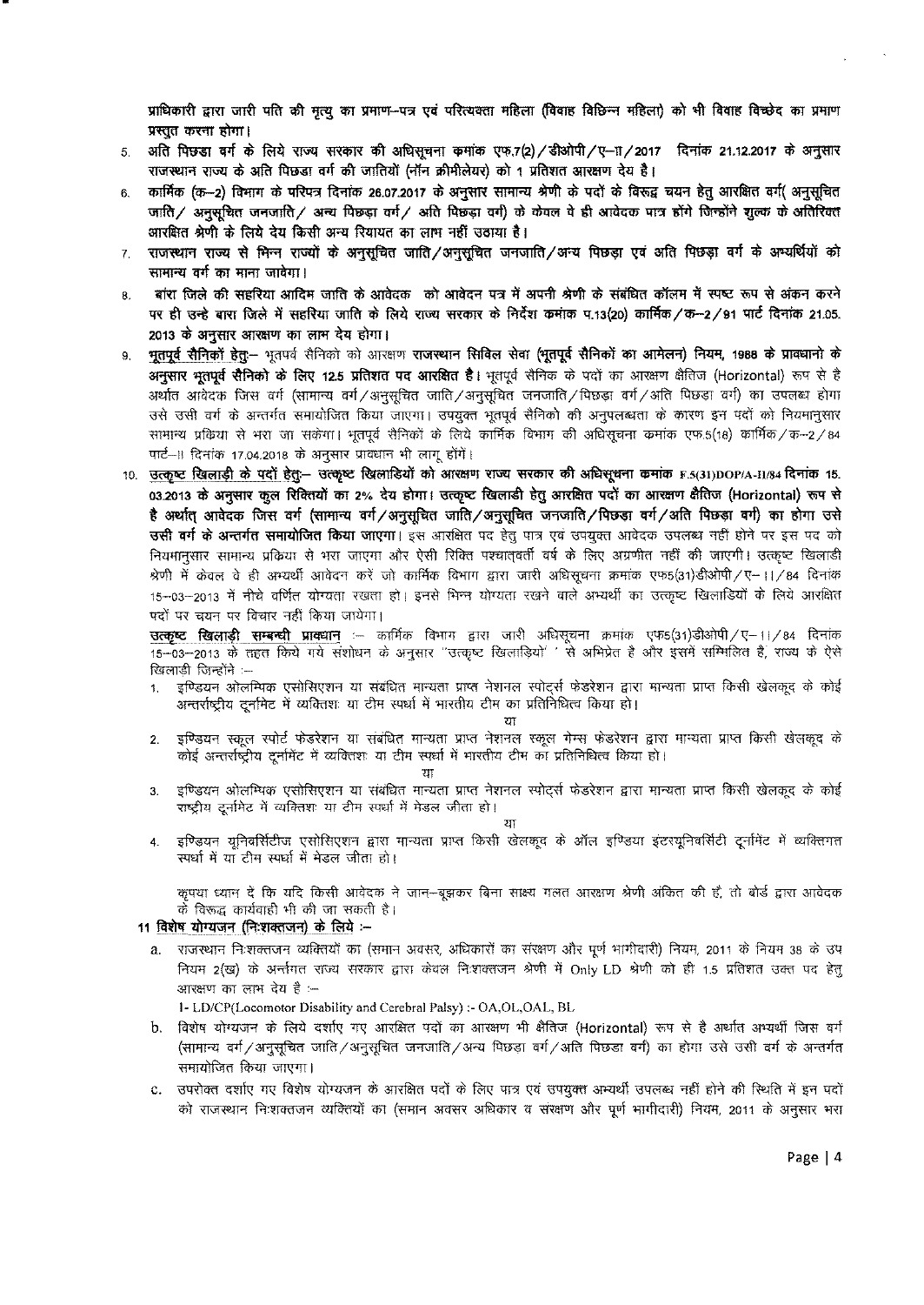प्राधिकारी द्वारा जारी पति की मृत्यु का प्रमाण–पत्र एवं परित्यक्ता महिला (विवाह विछिन्न महिला) को भी विवाह विच्छेद का प्रमाण प्रस्तुत करना होगा।

5. अति पिछड़ा वर्ग के लिये राज्य सरकार की अधिसूचना कमांक एफ.7(2)/डीओपी/ए–II/2017 दिनांक 21.12.2017 के अनुसार राजस्थान राज्य के अति पिछड़ा वर्ग की जातियों (नॉन क्रीमीलेयर) को 1 प्रतिशत आरक्षण देय है।
6. कार्मिक (क–2) विभाग के परिपत्र दिनांक 26.07.2017 के अनुसार सामान्य श्रेणी के पदों के विरूद्व चयन हेतु आरक्षित वर्ग( अनुसूचित जाति/ अनुसूचित जनजाति/ अन्य पिछड़ा वर्ग/ अति पिछड़ा वर्ग) के केवल वे ही आवेदक पात्र होंगे जिन्होंने शुल्क के अतिरिक्त आरक्षित श्रेणी के लिये देय किसी अन्य रियायत का लाभ नहीं उठाया है।
7. राजस्थान राज्य से भिन्न राज्यों के अनुसूचित जाति/अनुसूचित जनजाति/अन्य पिछड़ा एवं अति पिछड़ा वर्ग के अभ्यर्थियों को सामान्य वर्ग का माना जावेगा।
8. बारां जिले की सहरिया आदिम जाति के आवेदक को आवेदन पत्र में अपनी श्रेणी के संबंधित कॉलम में स्पष्ट रूप से अंकन करने पर ही उन्हे बारा जिले में सहरिया जाति के लिये राज्य सरकार के निर्देश कमांक प.13(20) कार्मिक/क–2/91 पार्ट दिनांक 21.05.2013 के अनुसार आरक्षण का लाभ देय होगा।
9. **भूतपूर्व सैनिकों हेतुः–** भूतपूर्व सैनिको को आरक्षण **राजस्थान सिविल सेवा (भूतपूर्व सैनिकों का आमेलन) नियम, 1988 के प्रावधानो के अनुसार भूतपूर्व सैनिको के लिए 12.5 प्रतिशत पद आरक्षित है।** भूतपूर्व सैनिक के पदों का आरक्षण क्षैतिज (Horizontal) रूप से है अर्थात आवेदक जिस वर्ग (सामान्य वर्ग/अनुसूचित जाति/अनुसूचित जनजाति/पिछड़ा वर्ग/अति पिछड़ा वर्ग) का उपलब्ध होगा उसे उसी वर्ग के अन्तर्गत समायोजित किया जाएगा। उपयुक्त भूतपूर्व सैनिको की अनुपलब्धता के कारण इन पदों को नियमानुसार सामान्य प्रकिया से भरा जा सकेगा। भूतपूर्व सैनिकों के लिये कार्मिक विभाग की अधिसूचना कमांक एफ.5(18) कार्मिक/क–2/84 पार्ट–II दिनांक 17.04.2018 के अनुसार प्रावधान भी लागू होंगें।
10. **उत्कृष्ट खिलाड़ी के पदों हेतुः– उत्कृष्ट खिलाडियों को आरक्षण राज्य सरकार की अधिसूचना कमांक F.5(31)DOP/A-II/84 दिनांक 15.03.2013 के अनुसार कुल रिक्तियों का 2% देय होगा। उत्कृष्ट खिलाड़ी हेतु आरक्षित पदों का आरक्षण क्षैतिज (Horizontal) रूप से है अर्थात् आवेदक जिस वर्ग (सामान्य वर्ग/अनुसूचित जाति/अनुसूचित जनजाति/पिछड़ा वर्ग/अति पिछड़ा वर्ग) का होगा उसे उसी वर्ग के अन्तर्गत समायोजित किया जाएगा।** इस आरक्षित पद हेतु पात्र एवं उपयुक्त आवेदक उपलब्ध नहीं होने पर इस पद को नियमानुसार सामान्य प्रकिया से भरा जाएगा और ऐसी रिक्ति पश्चात्वर्ती वर्ष के लिए अग्रणीत नहीं की जाएगी। उत्कृष्ट खिलाडी श्रेणी में केवल वे ही अभ्यर्थी आवेदन करें जो कार्मिक विभाग द्वारा जारी अधिसूचना क्रमांक एफ5(31)डीओपी/ए–II/84 दिनांक 15–03–2013 में नीचे वर्णित योग्यता रखता हो। इनसे भिन्न योग्यता रखने वाले अभ्यर्थी का उत्कृष्ट खिलाड़ियों के लिये आरक्षित पदों पर चयन पर विचार नहीं किया जायेगा।

<u>**उत्कृष्ट खिलाड़ी सम्बन्धी प्रावधान**</u> :– कार्मिक विभाग द्वारा जारी अधिसूचना क्रमांक एफ5(31)डीओपी/ए–II/84 दिनांक 15–03–2013 के तहत किये गये संशोधन के अनुसार "उत्कृष्ट खिलाड़ियों" से अभिप्रेत है और इसमें सम्मिलित है, राज्य के ऐसे खिलाड़ी जिन्होंने :–

1. इण्डियन ओलम्पिक एसोसिएशन या संबंधित मान्यता प्राप्त नेशनल स्पोर्ट्स फेडरेशन द्वारा मान्यता प्राप्त किसी खेलकूद के कोई अन्तर्राष्ट्रीय टूर्नामेंट में व्यक्तिशः या टीम स्पर्धा में भारतीय टीम का प्रतिनिधित्व किया हो।

   या
2. इण्डियन स्कूल स्पोर्ट फेडरेशन या संबंधित मान्यता प्राप्त नेशनल स्कूल गेम्स फेडरेशन द्वारा मान्यता प्राप्त किसी खेलकूद के कोई अन्तर्राष्ट्रीय टूर्नामेंट में व्यक्तिशः या टीम स्पर्धा में भारतीय टीम का प्रतिनिधित्व किया हो।

   या
3. इण्डियन ओलम्पिक एसोसिएशन या संबंधित मान्यता प्राप्त नेशनल स्पोर्ट्स फेडरेशन द्वारा मान्यता प्राप्त किसी खेलकूद के कोई राष्ट्रीय टूर्नामेंट में व्यक्तिशः या टीम स्पर्धा में मेडल जीता हो।

   या
4. इण्डियन यूनिवर्सिटीज एसोसिएशन द्वारा मान्यता प्राप्त किसी खेलकूद के ऑल इण्डिया इंटरयूनिवर्सिटी टूर्नामेंट में व्यक्तिगत स्पर्धा में या टीम स्पर्धा में मेडल जीता हो।

कृपया ध्यान दें कि यदि किसी आवेदक ने जान–बूझकर बिना साक्ष्य गलत आरक्षण श्रेणी अंकित की है, तो बोर्ड द्वारा आवेदक के विरूद्ध कार्यवाही भी की जा सकती है।

**11 <u>विशेष योग्यजन (निःशक्तजन) के लिये</u> :–**

a. राजस्थान निःशक्तजन व्यक्तियों का (समान अवसर, अधिकारों का संरक्षण और पूर्ण भागीदारी) नियम, 2011 के नियम 38 के उप नियम 2(ख) के अन्तर्गत राज्य सरकार द्वारा केवल निःशक्तजन श्रेणी में Only LD श्रेणी को ही 1.5 प्रतिशत उक्त पद हेतु आरक्षण का लाभ देय है :–

   1- LD/CP(Locomotor Disability and Cerebral Palsy) :- OA,OL,OAL, BL

b. विशेष योग्यजन के लिये दर्शाए गए आरक्षित पदों का आरक्षण भी क्षैतिज (Horizontal) रूप से है अर्थात अभ्यर्थी जिस वर्ग (सामान्य वर्ग/अनुसूचित जाति/अनुसूचित जनजाति/अन्य पिछड़ा वर्ग/अति पिछड़ा वर्ग) का होगा उसे उसी वर्ग के अन्तर्गत समायोजित किया जाएगा।

c. उपरोक्त दर्शाए गए विशेष योग्यजन के आरक्षित पदों के लिए पात्र एवं उपयुक्त अभ्यर्थी उपलब्ध नहीं होने की स्थिति में इन पदों को राजस्थान निःशक्तजन व्यक्तियों का (समान अवसर अधिकार व संरक्षण और पूर्ण भागीदारी) नियम, 2011 के अनुसार भरा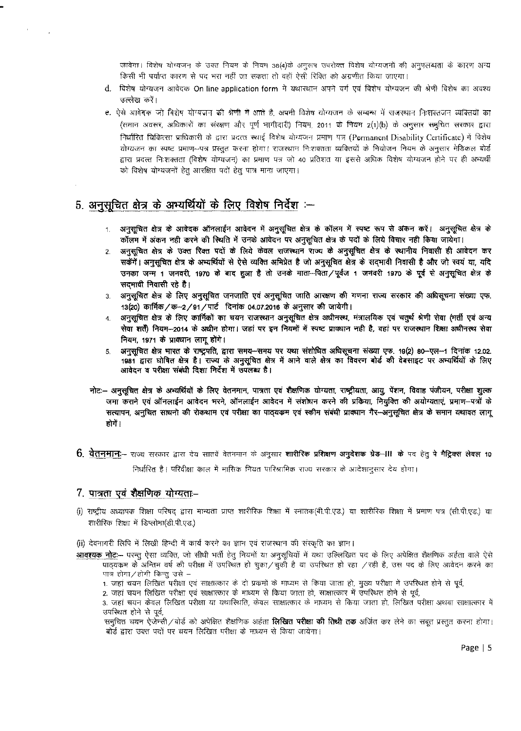जावेगा। विशेष योग्यजन के उक्त नियम के नियम 38(4)के अनुरूप उपरोक्त विशेष योग्यजनों की अनुपलब्धता के कारण अन्य किसी भी पर्याप्त कारण से पद भरा नहीं जा सकता तो वहाँ ऐसी रिक्ति को अग्रणीत किया जाएगा।

d. विशेष योग्यजन आवेदक On line application form में यथास्थान अपने वर्ग एवं विशेष योग्यजन की श्रेणी विशेष का अवश्य उल्लेख करें।

e. ऐसे आवेदक जो विशेष योग्यजन की श्रेणी में आते है, अपनी विशेष योग्यजन के सम्बन्ध में राजस्थान निःशक्तजन व्यक्तियों का (समान अवसर, अधिकारों का संरक्षण और पूर्ण भागीदारी) नियम, 2011 के नियम 2(1)(b) के अनुसार समुचित सरकार द्वारा निर्धारित चिकित्सा प्राधिकारी के द्वारा प्रदत्त स्थाई विशेष योग्यजन प्रमाण पत्र (Permanent Disability Certificate) में विशेष योग्यजन का स्पष्ट प्रमाण–पत्र प्रस्तुत करना होगा। राजस्थान निःशक्तता व्यक्तियों के नियोजन नियम के अनुसार मेडिकल बोर्ड द्वारा प्रदत्त निःशक्तता (विशेष योग्यजन) का प्रमाण पत्र जो 40 प्रतिशत या इससे अधिक विशेष योग्यजन होने पर ही अभ्यर्थी को विशेष योग्यजनों हेतु आरक्षित पदों हेतु पात्र माना जाएगा।

## 5. अनुसूचित क्षेत्र के अभ्यर्थियों के लिए विशेष निर्देश :–

1. **अनुसूचित क्षेत्र के आवेदक ऑनलाईन आवेदन में अनुसूचित क्षेत्र के कॉलम में स्पष्ट रूप से अंकन करें। अनुसूचित क्षेत्र के कॉलम में अंकन नही करने की स्थिति में उनके आवेदन पर अनुसूचित क्षेत्र के पदों के लिये विचार नही किया जायेगा।**
2. **अनुसूचित क्षेत्र के उक्त रिक्त पदों के लिये केवल राजस्थान राज्य के अनुसूचित क्षेत्र के स्थानीय निवासी ही आवेदन कर सकेंगें। अनुसूचित क्षेत्र के अभ्यर्थियों से ऐसे व्यक्ति अभिप्रेत है जो अनुसूचित क्षेत्र के सद्भावी निवासी है और जो स्वयं या, यदि उनका जन्म 1 जनवरी, 1970 के बाद हुआ है तो उनके माता–पिता/पूर्वज 1 जनवरी 1970 के पूर्व से अनुसूचित क्षेत्र के सद्भावी निवासी रहे है।**
3. **अनुसूचित क्षेत्र के लिए अनुसूचित जनजाति एवं अनुसूचित जाति आरक्षण की गणना राज्य सरकार की अधिसूचना संख्या एफ. 13(20) कार्मिक/क–2/91/पार्ट दिनांक 04.07.2016 के अनुसार की जायेगी।**
4. **अनुसूचित क्षेत्र के लिए कार्मिकों का चयन राजस्थान अनुसूचित क्षेत्र अधीनस्थ, मंत्रालयिक एवं चतुर्थ श्रेणी सेवा (भर्ती एवं अन्य सेवा शर्तें) नियम–2014 के अधीन होगा। जहां पर इन नियमों में स्पष्ट प्रावधान नही है, वहां पर राजस्थान शिक्षा अधीनस्थ सेवा नियम, 1971 के प्रावधान लागू होंगे।**
5. **अनुसूचित क्षेत्र भारत के राष्ट्रपति, द्वारा समय–समय पर यथा संशोधित अधिसूचना संख्या एफ. 19(2) 80–एल–1 दिनांक 12.02. 1981 द्वारा घोषित क्षेत्र है। राज्य के अनुसूचित क्षेत्र में आने वाले क्षेत्र का विवरण बोर्ड की वेबसाइट पर अभ्यर्थियों के लिए आवेदन व परीक्षा संबंधी दिशा निर्देश में उपलब्ध है।**

**नोटः– अनुसूचित क्षेत्र के अभ्यर्थियों के लिए वेतनमान, पात्रता एवं शैक्षणिक योग्यता, राष्ट्रीयता, आयु, पेंशन, विवाह पंजीयन, परीक्षा शुल्क जमा कराने एवं ऑनलाईन आवेदन भरने, ऑनलाईन आवेदन में संशोधन करने की प्रकिया, नियुक्ति की अयोग्यताएं, प्रमाण–पत्रों के सत्यापन, अनुचित साधनो की रोकथाम एवं परीक्षा का पाठ्यक्रम एवं स्कीम संबंधी प्रावधान गैर–अनुसूचित क्षेत्र के समान यथावत लागू होगें।**

## 6. वेतनमान:–

राज्य सरकार द्वारा देय सातवें वेतनमान के अनुसार **शारीरिक प्रशिक्षण अनुदेशक ग्रेड–III** के पद हेतु पे मैट्रिक्स लेवल 10 निर्धारित है। परिवीक्षा काल में मासिक नियत पारिश्रमिक राज्य सरकार के आदेशानुसार देय होगा।

## 7. पात्रता एवं शैक्षणिक योग्यताः–

(i) राष्ट्रीय अध्यापक शिक्षा परिषद् द्वारा मान्यता प्राप्त शारीरिक शिक्षा में स्नातक(बी.पी.एड.) या शारीरिक शिक्षा में प्रमाण पत्र (सी.पी.एड.) या शारीरिक शिक्षा में डिप्लोमा(डी.पी.एड.)

(ii) देवनागरी लिपि में लिखी हिन्दी में कार्य करने का ज्ञान एवं राजस्थान की संस्कृति का ज्ञान।

**आवश्यक नोटः–** परन्तु ऐसा व्यक्ति, जो सीधी भर्ती हेतु नियमों या अनुसूचियों में यथा उल्लिखित पद के लिए अपेक्षित शैक्षणिक अर्हता वाले ऐसे पाठ्यक्रम के अन्तिम वर्ष की परीक्षा में उपस्थित हो चुका/चुकी है या उपस्थित हो रहा /रही है, उस पद के लिए आवेदन करने का पात्र होगा/होगी किन्तु उसे –

1. जहां चयन लिखित परीक्षा एवं साक्षात्कार के दो प्रक्रमो के माध्यम से किया जाता हो, मुख्य परीक्षा में उपस्थित होने से पूर्व,
2. जहां चयन लिखित परीक्षा एवं साक्षात्कार के माध्यम से किया जाता हो, साक्षात्कार में उपस्थित होने से पूर्व,
3. जहां चयन केवल लिखित परीक्षा या यथास्थिति, केवल साक्षात्कार के माध्यम से किया जाता हो, लिखित परीक्षा अथवा साक्षात्कार में उपस्थित होने से पूर्व,

समुचित चयन ऐजेन्सी/बोर्ड को अपेक्षित शैक्षणिक अर्हता **लिखित परीक्षा की तिथी तक** अर्जित कर लेने का सबूत प्रस्तुत करना होगा। बोर्ड द्वारा उक्त पदों पर चयन लिखित परीक्षा के माध्यम से किया जायेगा।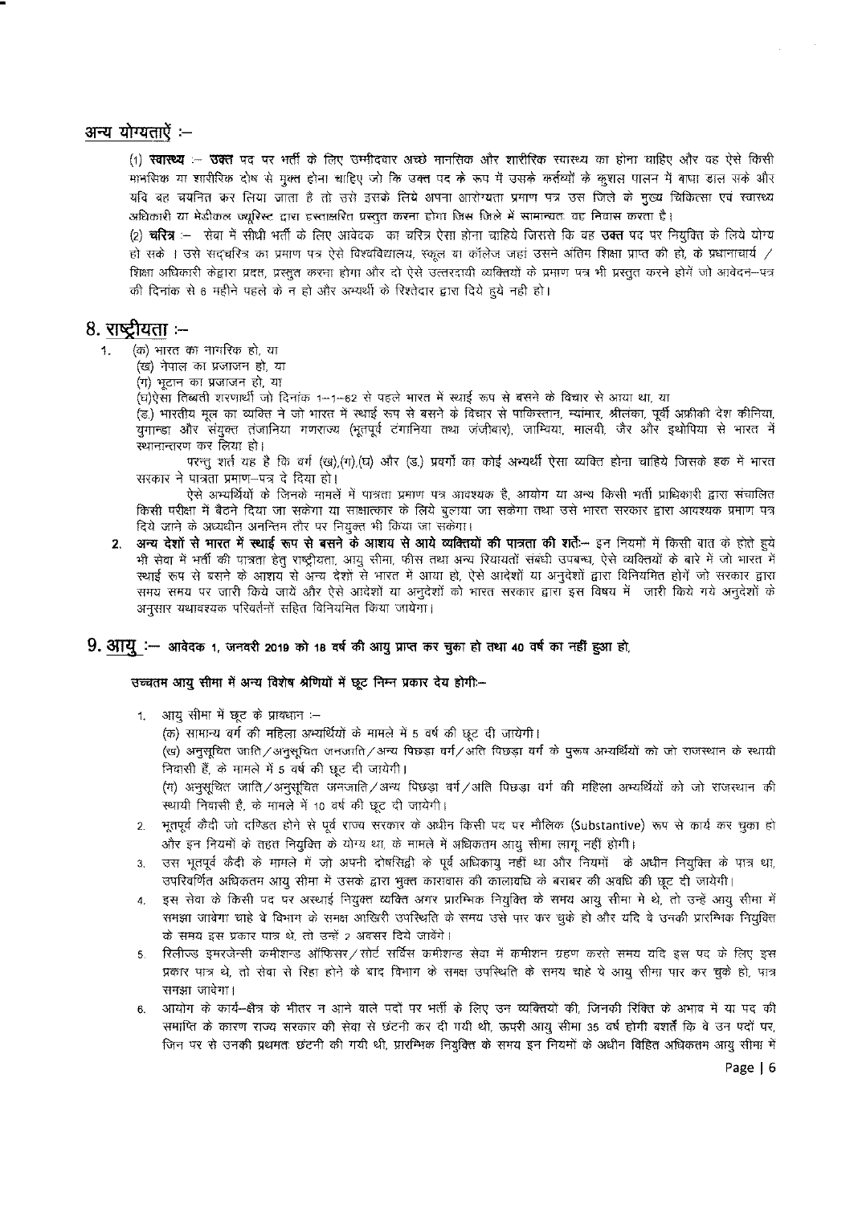## अन्य योग्यताएँ :–

(1) **स्वास्थ्य** :– **उक्त** पद पर भर्ती के लिए उम्मीदवार अच्छे मानसिक और शारीरिक स्वास्थ्य का होना चाहिए और वह ऐसे किसी मानसिक या शारीरिक दोष से मुक्त होना चाहिए जो कि उक्त पद के रूप में उसके कर्तव्यों के कुशल पालन में बाधा डाल सके और यदि वह चयनित कर लिया जाता है तो उसे इसके लिये अपना आरोग्यता प्रमाण पत्र उस जिले के मुख्य चिकित्सा एवं स्वास्थ्य अधिकारी या मेडीकल ज्यूरिस्ट द्वारा हस्ताक्षरित प्रस्तुत करना होगा जिस जिले में सामान्यतः वह निवास करता है।

(2) **चरित्र** :– सेवा में सीधी भर्ती के लिए आवेदक का चरित्र ऐसा होना चाहिये जिससे कि वह **उक्त** पद पर नियुक्ति के लिये योग्य हो सके । उसे सद्चरित्र का प्रमाण पत्र ऐसे विश्वविद्यालय, स्कूल या कॉलेज जहां उसने अंतिम शिक्षा प्राप्त की हो, के प्रधानाचार्य / शिक्षा अधिकारी केद्वारा प्रदत्त, प्रस्तुत करना होगा और दो ऐसे उत्तरदायी व्यक्तियों के प्रमाण पत्र भी प्रस्तुत करने होंगे जो आवेदन–पत्र की दिनांक से 6 महीने पहले के न हो और अभ्यर्थी के रिश्तेदार द्वारा दिये हुये नही हो।

## 8. राष्ट्रीयता :–

1. (क) भारत का नागरिक हो, या
   (ख) नेपाल का प्रजाजन हो, या
   (ग) भूटान का प्रजाजन हो, या
   (घ)ऐसा तिब्बती शरणार्थी जो दिनांक 1–1–62 से पहले भारत में स्थाई रूप से बसने के विचार से आया था, या
   (ङ) भारतीय मूल का व्यक्ति ने जो भारत में स्थाई रूप से बसने के विचार से पाकिस्तान, म्यांमार, श्रीलंका, पूर्वी अफ्रीकी देश कीनिया, युगान्डा और संयुक्त तंजानिया गणराज्य (भूतपूर्व टंगानिया तथा जंजीबार), जाम्बिया, मालवी, जैर और इथोपिया से भारत में स्थानान्तरण कर लिया हो।

   परन्तु शर्त यह है कि वर्ग (ख),(ग),(घ) और (ङ) प्रवर्गों का कोई अभ्यर्थी ऐसा व्यक्ति होना चाहिये जिसके हक में भारत सरकार ने पात्रता प्रमाण–पत्र दे दिया हो।

   ऐसे अभ्यर्थियों के जिनके मामलें में पात्रता प्रमाण पत्र आवश्यक है, आयोग या अन्य किसी भर्ती प्राधिकारी द्वारा संचालित किसी परीक्षा में बैठने दिया जा सकेगा या साक्षात्कार के लिये बुलाया जा सकेगा तथा उसे भारत सरकार द्वारा आवश्यक प्रमाण पत्र दिये जाने के अध्यधीन अनन्तिम तौर पर नियुक्त भी किया जा सकेगा।

2. **अन्य देशों से भारत में स्थाई रूप से बसने के आशय से आये व्यक्तियों की पात्रता की शर्तेः–** इन नियमों में किसी बात के होते हुये भी सेवा में भर्ती की पात्रता हेतु राष्ट्रीयता, आयु सीमा, फीस तथा अन्य रियायतों संबंधी उपबन्ध, ऐसे व्यक्तियों के बारे में जो भारत में स्थाई रूप से बसने के आशय से अन्य देशों से भारत में आया हो, ऐसे आदेशों या अनुदेशों द्वारा विनियमित होगें जो सरकार द्वारा समय समय पर जारी किये जायें और ऐसे आदेशों या अनुदेशों को भारत सरकार द्वारा इस विषय में जारी किये गये अनुदेशों के अनुसार यथावश्यक परिवर्तनों सहित विनियमित किया जायेगा।

## 9. आयु :– आवेदक 1, जनवरी 2019 को 18 वर्ष की आयु प्राप्त कर चुका हो तथा 40 वर्ष का नहीं हुआ हो,

**उच्चतम आयु सीमा में अन्य विशेष श्रेणियों में छूट निम्न प्रकार देय होगीः–**

1. आयु सीमा में छूट के प्रावधान :–
   (क) सामान्य वर्ग की महिला अभ्यर्थियों के मामले में 5 वर्ष की छूट दी जायेगी।
   (ख) अनुसूचित जाति / अनुसूचित जनजाति / अन्य पिछड़ा वर्ग / अति पिछड़ा वर्ग के पुरूष अभ्यर्थियों को जो राजस्थान के स्थायी निवासी हैं, के मामले में 5 वर्ष की छूट दी जायेगी।
   (ग) अनुसूचित जाति / अनुसूचित जनजाति / अन्य पिछड़ा वर्ग / अति पिछड़ा वर्ग की महिला अभ्यर्थियों को जो राजस्थान की स्थायी निवासी है, के मामले में 10 वर्ष की छूट दी जायेगी।
2. भूतपूर्व कैदी जो दण्डित होने से पूर्व राज्य सरकार के अधीन किसी पद पर मौलिक (Substantive) रूप से कार्य कर चुका हो और इन नियमों के तहत नियुक्ति के योग्य था, के मामले में अधिकतम आयु सीमा लागू नहीं होगी।
3. उस भूतपूर्व कैदी के मामले में जो अपनी दोषसिद्धी के पूर्व अधिकायु नहीं था और नियमों के अधीन नियुक्ति के पात्र था, उपरिवर्णित अधिकतम आयु सीमा में उसके द्वारा भुक्त कारावास की कालावधि के बराबर की अवधि की छूट दी जायेगी।
4. इस सेवा के किसी पद पर अस्थाई नियुक्त व्यक्ति अगर प्रारम्भिक नियुक्ति के समय आयु सीमा मे थे, तो उन्हें आयु सीमा में समझा जावेगा चाहे वे विभाग के समक्ष आखिरी उपस्थिति के समय उसे पार कर चुके हो और यदि वे उनकी प्रारम्भिक नियुक्ति के समय इस प्रकार पात्र थे, तो उन्हें 2 अवसर दिये जावेंगे।
5. रिलीज्ड इमरजेन्सी कमीशन्ड ऑफिसर / शोर्ट सर्विस कमीशन्ड सेवा में कमीशन ग्रहण करते समय यदि इस पद के लिए इस प्रकार पात्र थे, तो सेवा से रिहा होने के बाद विभाग के समक्ष उपस्थिति के समय चाहे ये आयु सीमा पार कर चुके हो, पात्र समझा जावेगा।
6. आयोग के कार्य–क्षेत्र के भीतर न आने वाले पदों पर भर्ती के लिए उन व्यक्तियों की, जिनकी रिक्ति के अभाव में या पद की समाप्ति के कारण राज्य सरकार की सेवा से छंटनी कर दी गयी थी, ऊपरी आयु सीमा 35 वर्ष होगी बशर्ते कि वे उन पदों पर, जिन पर से उनकी प्रथमतः छंटनी की गयी थी, प्रारम्भिक नियुक्ति के समय इन नियमों के अधीन विहित अधिकतम आयु सीमा मे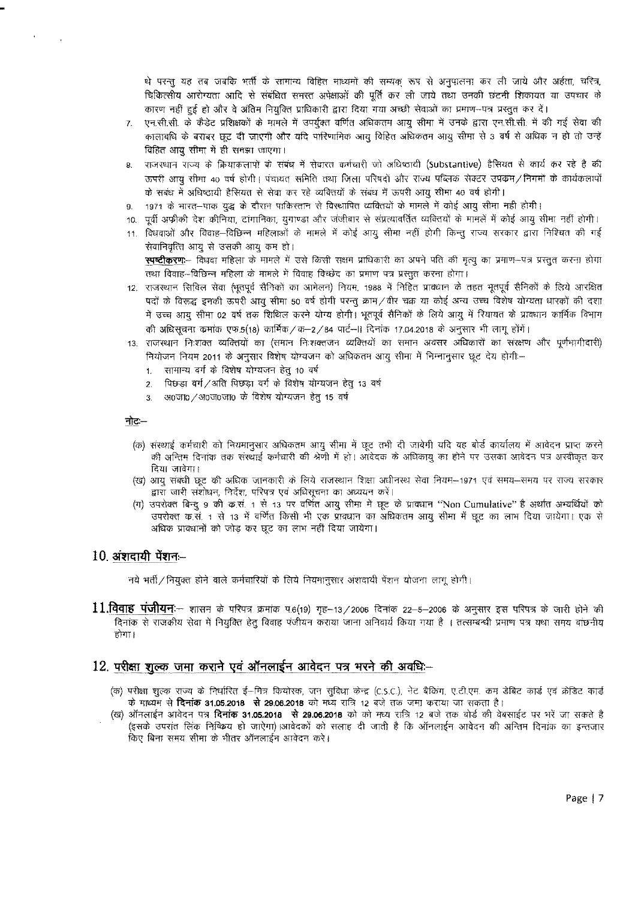थे परन्तु यह तब जबकि भर्ती के सामान्य विहित माध्यमों की सम्यक् रूप से अनुपालना कर ली जाये और अर्हता, चरित्र, चिकित्सीय आरोग्यता आदि से संबंधित समस्त अपेक्षाओं की पूर्ति कर ली जाये तथा उनकी छंटनी शिकायत या उपचार के कारण नहीं हुई हो और वे अंतिम नियुक्ति प्राधिकारी द्वारा दिया गया अच्छी सेवाओं का प्रमाण–पत्र प्रस्तुत कर दें।

7. एन.सी.सी. के कैडेट प्रशिक्षकों के मामले में उपर्युक्त वर्णित अधिकतम आयु सीमा में उनके द्वारा एन.सी.सी. में की गई सेवा की कालावधि के बराबर छूट दी जाएगी और यदि पारिणामिक आयु विहित अधिकतम आयु सीमा से 3 वर्ष से अधिक न हो तो उन्हें विहित आयु सीमा में ही समझा जाएगा।
8. राजस्थान राज्य के क्रियाकलापों के संबंध में सेवारत कर्मचारी जो अधिष्ठायी (Substantive) हैसियत से कार्य कर रहे है की ऊपरी आयु सीमा 40 वर्ष होगी। पंचायत समिति तथा जिला परिषदों और राज्य पब्लिक सेक्टर उपक्रम/निगमों के कार्यकलापों के संबंध में अधिष्ठायी हैसियत से सेवा कर रहे व्यक्तियों के संबंध में ऊपरी आयु सीमा 40 वर्ष होगी।
9. 1971 के भारत–पाक युद्ध के दौरान पाकिस्तान से विस्थापित व्यक्तियों के मामले में कोई आयु सीमा नही होगी।
10. पूर्वी अफ्रीकी देश कीनिया, टांगानिका, युगाण्डा और जंजीबार से संप्रत्यावर्तित व्यक्तियों के मामले में कोई आयु सीमा नहीं होगी।
11. विधवाओं और विवाह–विच्छिन्न महिलाओं के मामले में कोई आयु सीमा नहीं होगी किन्तु राज्य सरकार द्वारा निश्चित की गई सेवानिवृत्ति आयु से उसकी आयु कम हो।

    **स्पष्टीकरण:**– विधवा महिला के मामले में उसे किसी सक्षम प्राधिकारी का अपने पति की मृत्यु का प्रमाण–पत्र प्रस्तुत करना होगा तथा विवाह–विच्छिन्न महिला के मामले में विवाह विच्छेद का प्रमाण पत्र प्रस्तुत करना होगा।
12. राजस्थान सिविल सेवा (भूतपूर्व सैनिकों का आमेलन) नियम, 1988 में निहित प्रावधान के तहत भूतपूर्व सैनिकों के लिये आरक्षित पदों के विरूद्ध इनकी ऊपरी आयु सीमा 50 वर्ष होगी परन्तु क्रम/वीर चक्र या कोई अन्य उच्च विशेष योग्यता धारकों की दशा में उच्च आयु सीमा 02 वर्ष तक शिथिल करने योग्य होगी। भूतपूर्व सैनिकों के लिये आयु में रियायत के प्रावधान कार्मिक विभाग की अधिसूचना क्रमांक एफ.5(18) कार्मिक/क–2/84 पार्ट–II दिनांक 17.04.2018 के अनुसार भी लागू होंगें।
13. राजस्थान निःशक्त व्यक्तियों का (समान निःशक्तजन व्यक्तियों का समान अवसर अधिकारों का संरक्षण और पूर्णभागीदारी) नियोजन नियम 2011 के अनुसार विशेष योग्यजन को अधिकतम आयु सीमा में निम्नानुसार छूट देय होगी:–
    1. सामान्य वर्ग के विशेष योग्यजन हेतु 10 वर्ष
    2. पिछड़ा वर्ग/अति पिछड़ा वर्ग के विशेष योग्यजन हेतु 13 वर्ष
    3. अ0जा0/अ0ज0जा0 के विशेष योग्यजन हेतु 15 वर्ष

**नोटः**–

(क) संस्थाई कर्मचारी को नियमानुसार अधिकतम आयु सीमा में छूट तभी दी जावेगी यदि वह बोर्ड कार्यालय में आवेदन प्राप्त करने की अन्तिम दिनांक तक संस्थाई कर्मचारी की श्रेणी में हो। आवेदक के अधिकायु का होने पर उसका आवेदन पत्र अस्वीकृत कर दिया जावेगा।

(ख) आयु संबंधी छूट की अधिक जानकारी के लिये राजस्थान शिक्षा अधीनस्थ सेवा नियम–1971 एवं समय–समय पर राज्य सरकार द्वारा जारी संशोधन, निर्देश, परिपत्र एवं अधिसूचना का अध्ययन करें।

(ग) उपरोक्त बिन्दु 9 की क्र.सं. 1 से 13 पर वर्णित आयु सीमा में छूट के प्रावधान "Non Cumulative" है अर्थात अभ्यर्थियों को उपरोक्त क्र.सं. 1 से 13 में वर्णित किसी भी एक प्रावधान का अधिकतम आयु सीमा में छूट का लाभ दिया जायेगा। एक से अधिक प्रावधानों को जोड़ कर छूट का लाभ नहीं दिया जायेगा।

## 10. अंशदायी पेंशनः–

नये भर्ती/नियुक्त होने वाले कर्मचारियों के लिये नियमानुसार अंशदायी पेंशन योजना लागू होगी।

## 11. विवाह पंजीयनः–

शासन के परिपत्र क्रमांक प.6(19) गृह–13/2006 दिनांक 22–5–2006 के अनुसार इस परिपत्र के जारी होने की दिनांक से राजकीय सेवा में नियुक्ति हेतु विवाह पंजीयन कराया जाना अनिवार्य किया गया है । तत्सम्बन्धी प्रमाण पत्र यथा समय वांछनीय होगा।

## 12. परीक्षा शुल्क जमा कराने एवं ऑनलाईन आवेदन पत्र भरने की अवधिः–

(क) परीक्षा शुल्क राज्य के निर्धारित ई–मित्र कियोस्क, जन सुविधा केन्द्र (C.S.C.), नेट बैंकिंग, ए.टी.एम. कम डेबिट कार्ड एवं क्रेडिट कार्ड के माध्यम से **दिनांक 31.05.2018 से 29.06.2018** को मध्य रात्रि 12 बजे तक जमा कराया जा सकता है।

(ख) ऑनलाईन आवेदन पत्र **दिनांक 31.05.2018 से 29.06.2018** को मध्य रात्रि 12 बजे तक बोर्ड की वेबसाईट पर भरें जा सकते है (इसके उपरांत लिंक निष्क्रिय हो जाऐगा)।आवेदकों को सलाह दी जाती है कि ऑनलाईन आवेदन की अन्तिम दिनांक का इन्तजार किए बिना समय सीमा के भीतर ऑनलाईन आवेदन करें।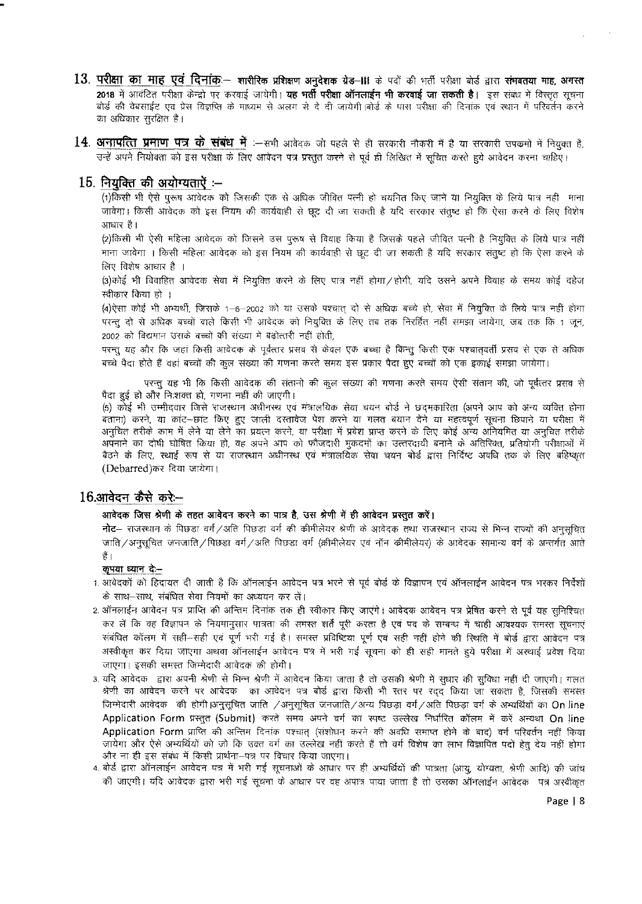## 13. परीक्षा का माह एवं दिनांक:—

**शारीरिक प्रशिक्षण अनुदेशक ग्रेड–III** के पदों की भर्ती परीक्षा बोर्ड द्वारा **संभवतया माह, अगस्त 2018** में आवंटित परीक्षा केन्द्रो पर करवाई जायेगी। **यह भर्ती परीक्षा ऑनलाईन भी करवाई जा सकती है।** इस संबंध में विस्तृत सूचना बोर्ड की वेबसाईट एवं प्रेस विज्ञप्ति के माध्यम से अलग से दे दी जायेगी।बोर्ड के पास परीक्षा की दिनांक एवं स्थान में परिवर्तन करने का अधिकार सुरक्षित है।

## 14. अनापत्ति प्रमाण पत्र के संबंध में :—

सभी आवेदक जो पहले से ही सरकारी नौकरी में है या सरकारी उपक्रमो में नियुक्त है, उन्हें अपने नियोक्ता को इस परीक्षा के लिए आवेदन पत्र प्रस्तुत करने से पूर्व ही लिखित में सूचित करते हुये आवेदन करना चाहिए।

## 15. नियुक्ति की अयोग्यताऐं :—

(1)किसी भी ऐसे पुरूष आवेदक को जिसकी एक से अधिक जीवित पत्नी हो चयनित किए जाने या नियुक्ति के लिये पात्र नहीं माना जावेगा। किसी आवेदक को इस नियम की कार्यवाही से छूट दी जा सकती है यदि सरकार संतुष्ट हो कि ऐसा करने के लिए विशेष आधार है।

(2)किसी भी ऐसी महिला आवेदक को जिसने उस पुरूष से विवाह किया है जिसके पहले जीवित पत्नी है नियुक्ति के लिये पात्र नहीं माना जावेगा । किसी महिला आवेदक को इस नियम की कार्यवाही से छूट दी जा सकती है यदि सरकार संतुष्ट हो कि ऐसा करने के लिए विशेष आधार है ।

(3)कोई भी विवाहित आवेदक सेवा में नियुक्ति करने के लिए पात्र नहीं होगा/होगी, यदि उसने अपने विवाह के समय कोई दहेज स्वीकार किया हो ।

(4)ऐसा कोई भी अभ्यर्थी, जिसके 1–6–2002 को या उसके पश्चात् दो से अधिक बच्चे हो, सेवा में नियुक्ति के लिये पात्र नहीं होगा परन्तु दो से अधिक बच्चों वाले किसी भी आवेदक को नियुक्ति के लिए तब तक निरर्हित नहीं समझा जायेगा, जब तक कि 1 जून, 2002 को विद्यमान उसके बच्चों की संख्या में बढ़ोत्तरी नहीं होती,

परन्तु यह और कि जहां किसी आवेदक के पूर्वत्तर प्रसव से केवल एक बच्चा है किन्तु किसी एक पश्चात्‌वर्ती प्रसव से एक से अधिक बच्चे पैदा होते हैं वहां बच्चों की कुल संख्या की गणना करते समय इस प्रकार पैदा हुए बच्चों को एक इकाई समझा जायेगा।

परन्तु यह भी कि किसी आवेदक की संतानो की कुल संख्या की गणना करते समय ऐसी संतान की, जो पूर्वत्तर प्रसव से पैदा हुई हो और निःशक्त हो, गणना नहीं की जाएगी।

(5) कोई भी उम्मीदवार जिसे राजस्थान अधीनस्थ एवं मंत्रालयिक सेवा चयन बोर्ड ने छदमकारिता (अपने आप को अन्य व्यक्ति होना बताना) करने, या कांट–छांट किए हुए जाली दस्तावेज पेश करने या गलत बयान देने या महत्वपूर्ण सूचना छिपाने या परीक्षा में अनुचित तरीके काम में लेने या लेने का प्रयत्न करने, या परीक्षा में प्रवेश प्राप्त करने के लिए कोई अन्य अनियमित या अनुचित तरीके अपनाने का दोषी घोषित किया हो, वह अपने आप को फौजदारी मुकदमों का उत्तरदायी बनाने के अतिरिक्त, प्रतियोगी परीक्षाओं में बैठने के लिए, स्थाई रूप से या राजस्थान अधीनस्थ एवं मंत्रालयिक सेवा चयन बोर्ड द्वारा निर्दिष्ट अवधि तक के लिए बहिष्कृत (Debarred)कर दिया जायेगा।

## 16.आवेदन कैसे करें:—

**आवेदक जिस श्रेणी के तहत आवेदन करने का पात्र है, उस श्रेणी में ही आवेदन प्रस्तुत करें।**

**नोट**– राजस्थान के पिछड़ा वर्ग/अति पिछड़ा वर्ग की क्रीमीलेयर श्रेणी के आवेदक तथा राजस्थान राज्य से भिन्न राज्यों की अनुसूचित जाति/अनुसूचित जनजाति/पिछड़ा वर्ग/अति पिछड़ा वर्ग (क्रीमीलेयर एवं नॉन क्रीमीलेयर) के आवेदक सामान्य वर्ग के अन्तर्गत आते हैं।

**कृपया ध्यान दें:–**

1. आवेदकों को हिदायत दी जाती है कि ऑनलाईन आवेदन पत्र भरने से पूर्व बोर्ड के विज्ञापन एवं ऑनलाईन आवेदन पत्र भरकर निर्देशों के साथ–साथ, संबंधित सेवा नियमों का अध्ययन कर लें।
2. ऑनलाईन आवेदन पत्र प्राप्ति की अन्तिम दिनांक तक ही स्वीकार किए जाएंगे। आवेदक आवेदन पत्र प्रेषित करने से पूर्व यह सुनिश्चित कर लें कि वह विज्ञापन के नियमानुसार पात्रता की समस्त शर्ते पूरी करता है एवं पद के सम्बन्ध में चाही आवश्यक समस्त सूचनाएं संबंधित कॉलम में सही–सही एवं पूर्ण भरी गई है। समस्त प्रविष्टिया पूर्ण एवं सही नहीं होने की स्थिति में बोर्ड द्वारा आवेदन पत्र अस्वीकृत कर दिया जाएगा अथवा ऑनलाईन आवेदन पत्र में भरी गई सूचना को ही सही मानते हुये परीक्षा में अस्थाई प्रवेश दिया जाएगा। इसकी समस्त जिम्मेदारी आवेदक की होगी।
3. यदि आवेदक द्वारा अपनी श्रेणी से भिन्न श्रेणी में आवेदन किया जाता है तो उसकी श्रेणी में सुधार की सुविधा नहीं दी जाएगी। गलत श्रेणी का आवेदन करने पर आवेदक का आवेदन पत्र बोर्ड द्वारा किसी भी स्तर पर रद्द किया जा सकता है, जिसकी समस्त जिम्मेदारी आवेदक की होगी।अनुसूचित जाति /अनुसूचित जनजाति/अन्य पिछड़ा वर्ग/अति पिछड़ा वर्ग के अभ्यर्थियों का On line Application Form प्रस्तुत (Submit) करते समय अपने वर्ग का स्पष्ट उल्लेख निर्धारित कॉलम में करें अन्यथा On line Application Form प्राप्ति की अन्तिम दिनांक पश्चात् (संशोधन करने की अवधि समाप्त होने के बाद) वर्ग परिवर्तन नहीं किया जायेगा और ऐसे अभ्यर्थियों को जो कि उक्त वर्ग का उल्लेख नहीं करते हैं तो वर्ग विशेष का लाभ विज्ञापित पदों हेतु देय नहीं होगा और ना ही इस संबंध में किसी प्रार्थना–पत्र पर विचार किया जाएगा।
4. बोर्ड द्वारा ऑनलाईन आवेदन पत्र में भरी गई सूचनाओं के आधार पर ही अभ्यर्थियों की पात्रता (आयु, योग्यता, श्रेणी आदि) की जांच की जाएगी। यदि आवेदक द्वारा भरी गई सूचना के आधार पर वह अपात्र पाया जाता है तो उसका ऑनलाईन आवेदक पत्र अस्वीकृत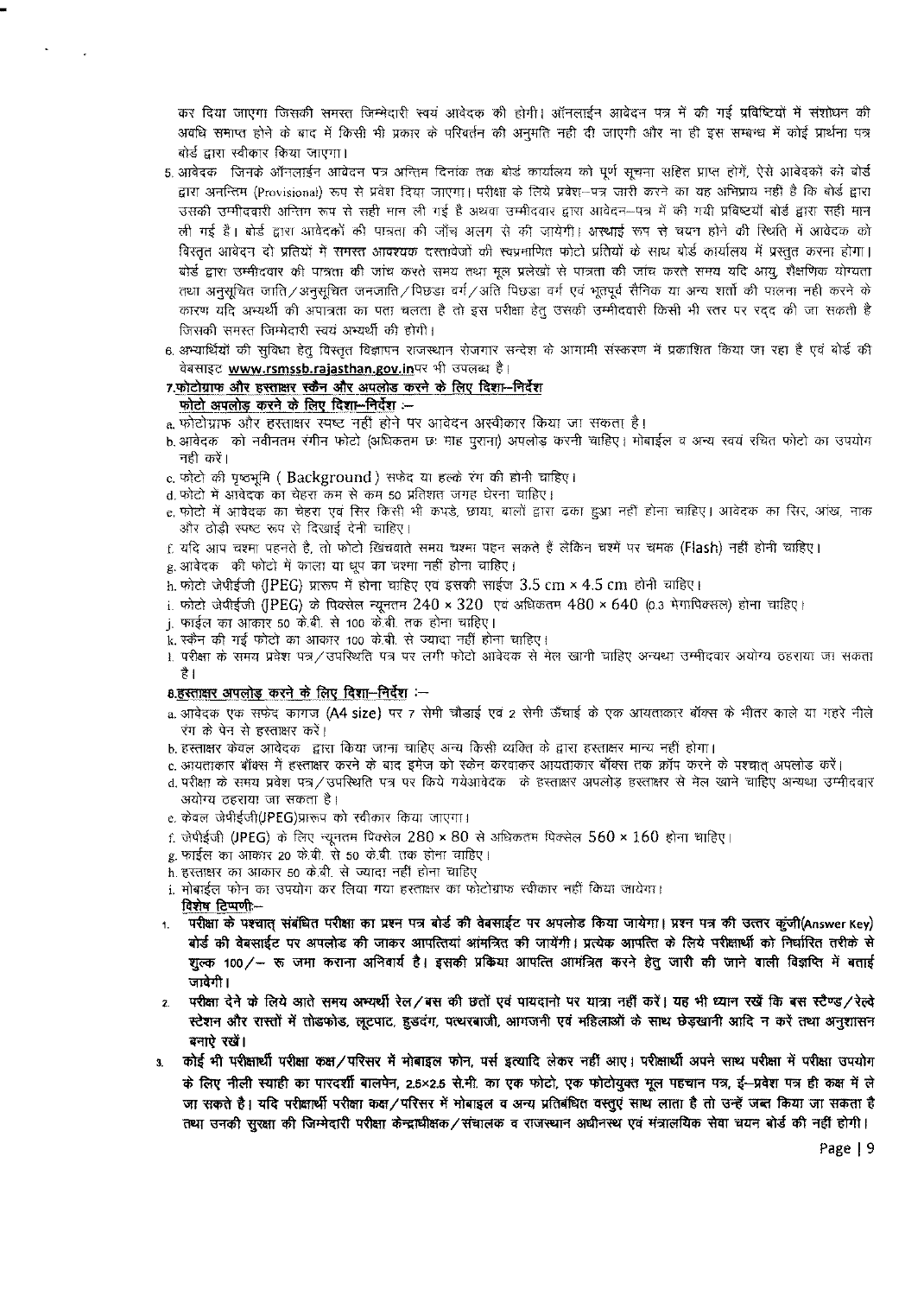कर दिया जाएगा जिसकी समस्त जिम्मेदारी स्वयं आवेदक की होगी। ऑनलाईन आवेदन पत्र में की गई प्रविष्टियों में संशोधन की अवधि समाप्त होने के बाद में किसी भी प्रकार के परिवर्तन की अनुमति नही दी जाएगी और ना ही इस सम्बन्ध में कोई प्रार्थना पत्र बोर्ड द्वारा स्वीकार किया जाएगा।

5. आवेदक जिनके ऑनलाईन आवेदन पत्र अन्तिम दिनांक तक बोर्ड कार्यालय को पूर्ण सूचना सहित प्राप्त होगें, ऐसे आवेदकों को बोर्ड द्वारा अनन्तिम (Provisional) रूप से प्रवेश दिया जाएगा। परीक्षा के लिये प्रवेश–पत्र जारी करने का यह अभिप्राय नही है कि बोर्ड द्वारा उसकी उम्मीदवारी अन्तिम रूप से सही मान ली गई है अथवा उम्मीदवार द्वारा आवेदन–पत्र में की गयी प्रविष्टियाँ बोर्ड द्वारा सही मान ली गई है। बोर्ड द्वारा आवेदकों की पात्रता की जाँच अलग से की जायेगी। अस्थाई रूप से चयन होने की स्थिति में आवेदक को विस्तृत आवेदन दो प्रतियों में समस्त आवश्यक दस्तावेजो की स्वप्रमाणित फोटो प्रतियों के साथ बोर्ड कार्यालय में प्रस्तुत करना होगा। बोर्ड द्वारा उम्मीदवार की पात्रता की जांच करते समय तथा मूल प्रलेखों से पात्रता की जांच करते समय यदि आयु, शैक्षणिक योग्यता तथा अनुसूचित जाति/अनुसूचित जनजाति/पिछडा वर्ग/अति पिछडा वर्ग एवं भूतपूर्व सैनिक या अन्य शर्तो की पालना नही करने के कारण यदि अभ्यर्थी की अपात्रता का पता चलता है तो इस परीक्षा हेतु उसकी उम्मीदवारी किसी भी स्तर पर रद्द की जा सकती है जिसकी समस्त जिम्मेदारी स्वयं अभ्यर्थी की होगी।

6. अभ्यार्थियों की सुविधा हेतु विस्तृत विज्ञापन राजस्थान रोजगार सन्देश के आगामी संस्करण में प्रकाशित किया जा रहा है एवं बोर्ड की वेबसाइट **www.rsmssb.rajasthan.gov.in** पर भी उपलब्ध है।

**7.फोटोग्राफ और हस्ताक्षर स्कैन और अपलोड करने के लिए दिशा–निर्देश**

**फोटो अपलोड करने के लिए दिशा–निर्देश :–**

a. फोटोग्राफ और हस्ताक्षर स्पष्ट नहीं होने पर आवेदन अस्वीकार किया जा सकता है।

b. आवेदक को नवीनतम रंगीन फोटो (अधिकतम छः माह पुराना) अपलोड करनी चाहिए। मोबाईल व अन्य स्वयं रचित फोटो का उपयोग नही करें।

c. फोटो की पृष्ठभूमि ( Background ) सफेद या हल्के रंग की होनी चाहिए।

d. फोटो मे आवेदक का चेहरा कम से कम 50 प्रतिशत जगह घेरना चाहिए।

e. फोटो में आवेदक का चेहरा एवं सिर किसी भी कपडे, छाया, बालों द्वारा ढका हुआ नहीं होना चाहिए। आवेदक का सिर, आंख, नाक और ठोडी स्पष्ट रूप से दिखाई देनी चाहिए।

f. यदि आप चश्मा पहनते है, तो फोटो खिचवाते समय चश्मा पहन सकते हैं लेकिन चश्मे पर चमक (Flash) नहीं होनी चाहिए।

g. आवेदक की फोटो में काला या धूप का चश्मा नहीं होना चाहिए।

h. फोटो जेपीईजी (JPEG) प्रारूप में होना चाहिए एवं इसकी साईज 3.5 cm × 4.5 cm होनी चाहिए।

i. फोटो जेपीईजी (JPEG) के पिक्सेल न्यूनतम 240 × 320 एवं अधिकतम 480 × 640 (0.3 मेगापिक्सल) होना चाहिए।

j. फाईल का आकार 50 के.बी. से 100 के.बी. तक होना चाहिए।

k. स्कैन की गई फोटो का आकार 100 के.बी. से ज्यादा नहीं होना चाहिए।

l. परीक्षा के समय प्रवेश पत्र/उपस्थिति पत्र पर लगी फोटो आवेदक से मेल खानी चाहिए अन्यथा उम्मीदवार अयोग्य ठहराया जा सकता है।

**8.हस्ताक्षर अपलोड करने के लिए दिशा–निर्देश :–**

a. आवेदक एक सफेद कागज (A4 size) पर 7 सेमी चौडाई एवं 2 सेमी ऊँचाई के एक आयताकार बॉक्स के भीतर काले या गहरे नीले रंग के पेन से हस्ताक्षर करें।

b. हस्ताक्षर केवल आवेदक द्वारा किया जाना चाहिए अन्य किसी व्यक्ति के द्वारा हस्ताक्षर मान्य नहीं होगा।

c. आयताकार बॉक्स में हस्ताक्षर करने के बाद इमेज को स्कैन करवाकर आयताकार बॉक्स तक क्रॉप करने के पश्चात् अपलोड करें।

d. परीक्षा के समय प्रवेश पत्र/उपस्थिति पत्र पर किये गयेआवेदक के हस्ताक्षर अपलोड हस्ताक्षर से मेल खाने चाहिए अन्यथा उम्मीदवार अयोग्य ठहराया जा सकता है।

e. केवल जेपीईजी(JPEG)प्रारूप को स्वीकार किया जाएगा।

f. जेपीईजी (JPEG) के लिए न्यूनतम पिक्सेल 280 × 80 से अधिकतम पिक्सेल 560 × 160 होना चाहिए।

g. फाईल का आकार 20 के.बी. से 50 के.बी. तक होना चाहिए।

h. हस्ताक्षर का आकार 50 के.बी. से ज्यादा नहीं होना चाहिए

i. मोबाईल फोन का उपयोग कर लिया गया हस्ताक्षर का फोटोग्राफ स्वीकार नहीं किया जायेगा।

**विशेष टिप्पणी:–**

1. **परीक्षा के पश्चात् संबंधित परीक्षा का प्रश्न पत्र बोर्ड की वेबसाईट पर अपलोड किया जायेगा। प्रश्न पत्र की उत्तर कुंजी(Answer Key) बोर्ड की वेबसाईट पर अपलोड की जाकर आपत्तियां आमंत्रित की जायेंगी। प्रत्येक आपत्ति के लिये परीक्षार्थी को निर्धारित तरीके से शुल्क 100/– रू जमा कराना अनिवार्य है। इसकी प्रक्रिया आपत्ति आमंत्रित करने हेतु जारी की जाने वाली विज्ञप्ति में बताई जावेगी।**

2. **परीक्षा देने के लिये आते समय अभ्यर्थी रेल/बस की छतों एवं पायदानो पर यात्रा नहीं करें। यह भी ध्यान रखें कि बस स्टैण्ड/रेल्वे स्टेशन और रास्तों में तोड़फोड, लूटपाट, हुडदंग, पत्थरबाजी, आगजनी एवं महिलाओं के साथ छेड़खानी आदि न करें तथा अनुशासन बनाऐ रखें।**

3. **कोई भी परीक्षार्थी परीक्षा कक्ष/परिसर में मोबाइल फोन, पर्स इत्यादि लेकर नहीं आए। परीक्षार्थी अपने साथ परीक्षा में परीक्षा उपयोग के लिए नीली स्याही का पारदर्शी बालपेन, 2.5×2.5 से.मी. का एक फोटो, एक फोटोयुक्त मूल पहचान पत्र, ई–प्रवेश पत्र ही कक्ष में ले जा सकते है। यदि परीक्षार्थी परीक्षा कक्ष/परिसर में मोबाइल व अन्य प्रतिबंधित वस्तुएं साथ लाता है तो उन्हें जब्त किया जा सकता है तथा उनकी सुरक्षा की जिम्मेदारी परीक्षा कैन्द्राधीक्षक/संचालक व राजस्थान अधीनस्थ एवं मंत्रालयिक सेवा चयन बोर्ड की नहीं होगी।**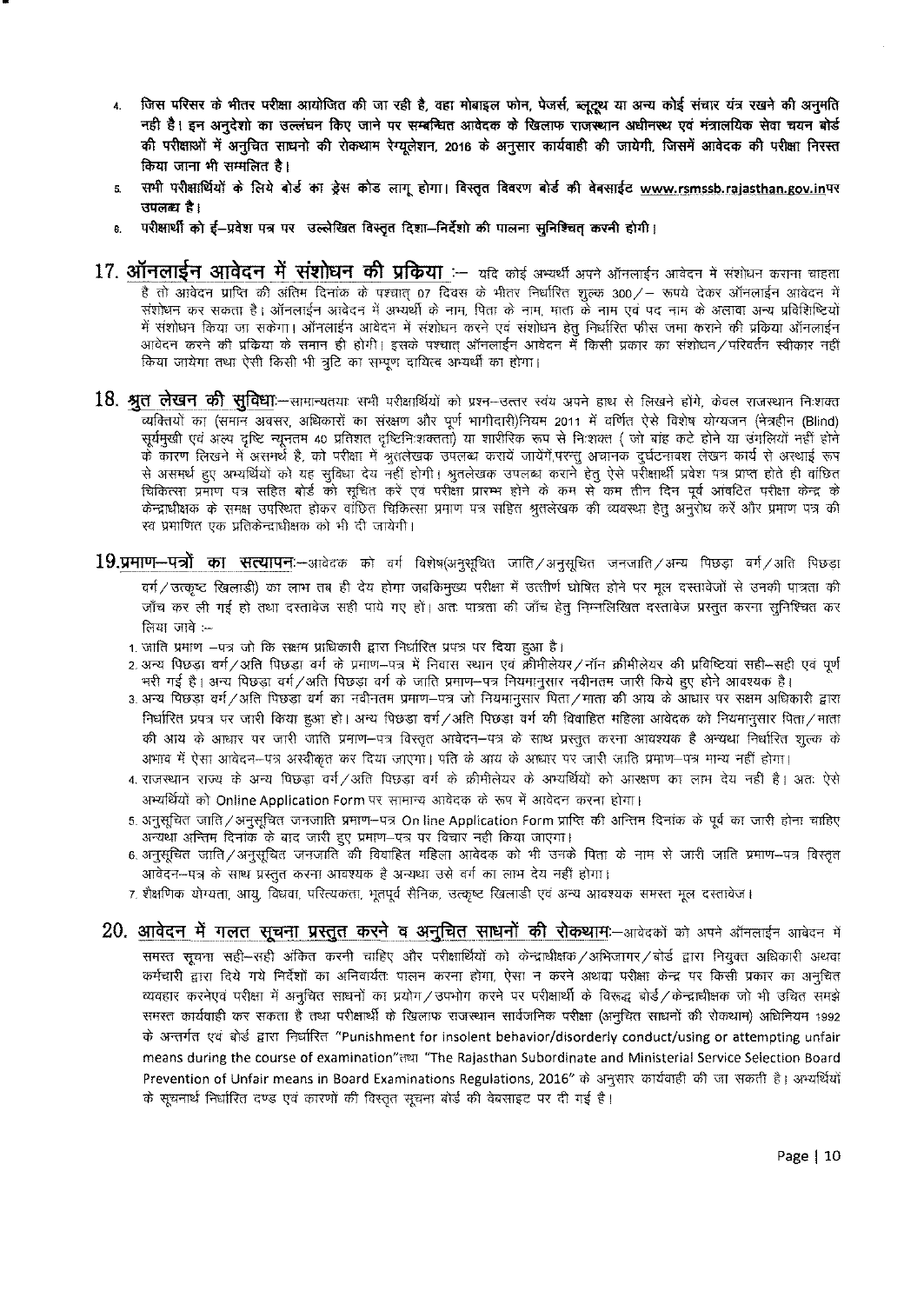4. जिस परिसर के भीतर परीक्षा आयोजित की जा रही है, वहा मोबाइल फोन, पेजर्स, ब्लूटूथ या अन्य कोई संचार यंत्र रखने की अनुमति नही है। इन अनुदेशो का उल्लंघन किए जाने पर सम्बन्धित आवेदक के खिलाफ राजस्थान अधीनस्थ एवं मंत्रालयिक सेवा चयन बोर्ड की परीक्षाओं में अनुचित साधनो की रोकथाम रेग्यूलेशन, 2016 के अनुसार कार्यवाही की जायेगी, जिसमें आवेदक की परीक्षा निरस्त किया जाना भी सम्मिलित है।
5. सभी परीक्षार्थियों के लिये बोर्ड का ड्रेस कोड लागू होगा। विस्तृत विवरण बोर्ड की वेबसाईट www.rsmssb.rajasthan.gov.in पर उपलब्ध है।
6. परीक्षार्थी को ई–प्रवेश पत्र पर उल्लेखित विस्तृत दिशा–निर्देशो की पालना सुनिश्चित करनी होगी।

## 17. ऑनलाईन आवेदन में संशोधन की प्रकिया :–

यदि कोई अभ्यर्थी अपने ऑनलाईन आवेदन में संशोधन कराना चाहता है तो आवेदन प्राप्ति की अंतिम दिनांक के पश्चात् 07 दिवस के भीतर निर्धारित शुल्क 300/– रूपये देकर ऑनलाईन आवेदन में संशोधन कर सकता है। ऑनलाईन आवेदन में अभ्यर्थी के नाम, पिता के नाम, माता के नाम एवं पद नाम के अलावा अन्य प्रविशिष्टियो में संशोधन किया जा सकेगा। ऑनलाईन आवेदन में संशोधन करने एवं संशोधन हेतु निर्धारित फीस जमा कराने की प्रकिया ऑनलाईन आवेदन करने की प्रकिया के समान ही होगी। इसके पश्चात् ऑनलाईन आवेदन में किसी प्रकार का संशोधन/परिवर्तन स्वीकार नही किया जायेगा तथा ऐसी किसी भी त्रुटि का सम्पूर्ण दायित्व अभ्यर्थी का होगा।

## 18. श्रुत लेखन की सुविधा:–

सामान्यतया सभी परीक्षार्थियों को प्रश्न–उत्तर स्वयं अपने हाथ से लिखने होंगे, केवल राजस्थान निःशक्त व्यक्तियों का (समान अवसर, अधिकारों का संरक्षण और पूर्ण भागीदारी)नियम 2011 में वर्णित ऐसे विशेष योग्यजन (नेत्रहीन (Blind) सूर्यमुखी एवं अल्प दृष्टि न्यूनतम 40 प्रतिशत दृष्टिनिःशक्तता) या शारीरिक रूप से निःशक्त ( जो बांह कटे होने या उंगलियों नहीं होने के कारण लिखने में असमर्थ है, को परीक्षा में श्रुतलेखक उपलब्ध करायें जायेंगें,परन्तु अचानक दुर्घटनावश लेखन कार्य से अस्थाई रूप से असमर्थ हुए अभ्यर्थियों को यह सुविधा देय नहीं होगी। श्रुतलेखक उपलब्ध कराने हेतु ऐसे परीक्षार्थी प्रवेश पत्र प्राप्त होते ही वांछित चिकित्सा प्रमाण पत्र सहित बोर्ड को सूचित करें एवं परीक्षा प्रारम्भ होने के कम से कम तीन दिन पूर्व आंवटित परीक्षा केन्द्र के केन्द्राधीक्षक के समक्ष उपस्थित होकर वांछित चिकित्सा प्रमाण पत्र सहित श्रुतलेखक की व्यवस्था हेतु अनुरोध करें और प्रमाण पत्र की स्व प्रमाणित एक प्रतिकेन्द्राधीक्षक को भी दी जायेगी।

## 19. प्रमाण–पत्रों का सत्यापन:–

आवेदक को वर्ग विशेष(अनुसूचित जाति/अनुसूचित जनजाति/अन्य पिछड़ा वर्ग/अति पिछडा वर्ग/उत्कृष्ट खिलाडी) का लाभ तब ही देय होगा जबकिमुख्य परीक्षा में उत्तीर्ण घोषित होने पर मूल दस्तावेजों से उनकी पात्रता की जाँच कर ली गई हो तथा दस्तावेज सही पाये गए हों। अतः पात्रता की जाँच हेतु निम्नलिखित दस्तावेज प्रस्तुत करना सुनिश्चित कर लिया जावे :–

1. जाति प्रमाण –पत्र जो कि सक्षम प्राधिकारी द्वारा निर्धारित प्रपत्र पर दिया हुआ है।
2. अन्य पिछड़ा वर्ग/अति पिछड़ा वर्ग के प्रमाण–पत्र में निवास स्थान एवं क्रीमीलेयर/नॉन क्रीमीलेयर की प्रविष्टियां सही–सही एवं पूर्ण भरी गई है। अन्य पिछड़ा वर्ग/अति पिछड़ा वर्ग के जाति प्रमाण–पत्र नियमानुसार नवीनतम जारी किये हुए होने आवश्यक है।
3. अन्य पिछड़ा वर्ग/अति पिछड़ा वर्ग का नवीनतम प्रमाण–पत्र जो नियमानुसार पिता/माता की आय के आधार पर सक्षम अधिकारी द्वारा निर्धारित प्रपत्र पर जारी किया हुआ हो। अन्य पिछड़ा वर्ग/अति पिछड़ा वर्ग की विवाहित महिला आवेदक को नियमानुसार पिता/माता की आय के आधार पर जारी जाति प्रमाण–पत्र विस्तृत आवेदन–पत्र के साथ प्रस्तुत करना आवश्यक है अन्यथा निर्धारित शुल्क के अभाव में ऐसा आवेदन–पत्र अस्वीकृत कर दिया जाएगा। पति के आय के आधार पर जारी जाति प्रमाण–पत्र मान्य नहीं होगा।
4. राजस्थान राज्य के अन्य पिछड़ा वर्ग/अति पिछड़ा वर्ग के क्रीमीलेयर के अभ्यर्थियों को आरक्षण का लाभ देय नहीं है। अतः ऐसे अभ्यर्थियों को Online Application Form पर सामान्य आवेदक के रूप में आवेदन करना होगा।
5. अनुसूचित जाति/अनुसूचित जनजाति प्रमाण–पत्र On line Application Form प्राप्ति की अन्तिम दिनांक के पूर्व का जारी होना चाहिए अन्यथा अन्तिम दिनांक के बाद जारी हुए प्रमाण–पत्र पर विचार नही किया जाएगा।
6. अनुसूचित जाति/अनुसूचित जनजाति की विवाहित महिला आवेदक को भी उनके पिता के नाम से जारी जाति प्रमाण–पत्र विस्तृत आवेदन–पत्र के साथ प्रस्तुत करना आवश्यक है अन्यथा उसे वर्ग का लाभ देय नहीं होगा।
7. शैक्षणिक योग्यता, आयु, विधवा, परित्यक्ता, भूतपूर्व सैनिक, उत्कृष्ट खिलाडी एवं अन्य आवश्यक समस्त मूल दस्तावेज।

## 20. आवेदन में गलत सूचना प्रस्तुत करने व अनुचित साधनों की रोकथाम:–

आवेदकों को अपने ऑनलाईन आवेदन में समस्त सूचना सही–सही अंकित करनी चाहिए और परीक्षार्थियों को केन्द्राधीक्षक/अभिजागर/बोर्ड द्वारा नियुक्त अधिकारी अथवा कर्मचारी द्वारा दिये गये निर्देशों का अनिवार्यतः पालन करना होगा, ऐसा न करने अथवा परीक्षा केन्द्र पर किसी प्रकार का अनुचित व्यवहार करनेएवं परीक्षा में अनुचित साधनों का प्रयोग/उपभोग करने पर परीक्षार्थी के विरूद्ध बोर्ड/केन्द्राधीक्षक जो भी उचित समझे समस्त कार्यवाही कर सकता है तथा परीक्षार्थी के खिलाफ राजस्थान सार्वजनिक परीक्षा (अनुचित साधनों की रोकथाम) अधिनियम 1992 के अन्तर्गत एवं बोर्ड द्वारा निर्धारित "Punishment for insolent behavior/disorderly conduct/using or attempting unfair means during the course of examination"तथा "The Rajasthan Subordinate and Ministerial Service Selection Board Prevention of Unfair means in Board Examinations Regulations, 2016" के अनुसार कार्यवाही की जा सकती है। अभ्यर्थियों के सूचनार्थ निर्धारित दण्ड एवं कारणों की विस्तृत सूचना बोर्ड की वेबसाइट पर दी गई है।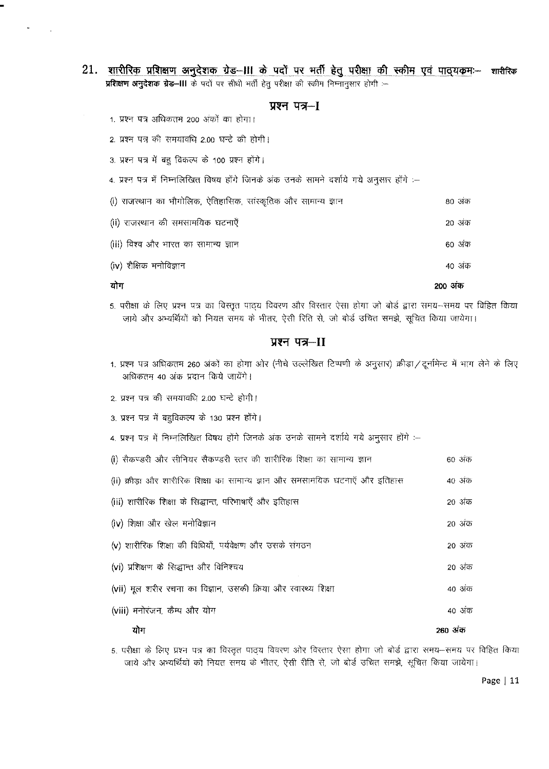## 21. शारीरिक प्रशिक्षण अनुदेशक ग्रेड–III के पदों पर भर्ती हेतु परीक्षा की स्कीम एवं पाठ्यक्रम:– शारीरिक प्रशिक्षण अनुदेशक ग्रेड–III के पदों पर सीधी भर्ती हेतु परीक्षा की स्कीम निम्नानुसार होगी :–

### प्रश्न पत्र–I

1. प्रश्न पत्र अधिकतम 200 अंकों का होगा।
2. प्रश्न पत्र की समयावधि 2.00 घन्टे की होगी।
3. प्रश्न पत्र में बहु विकल्प के 100 प्रश्न होंगे।
4. प्रश्न पत्र में निम्नलिखित विषय होंगे जिनके अंक उनके सामने दर्शाये गये अनुसार होंगे :–

| विषय | अंक |
|---|---|
| (i) राजस्थान का भौगोलिक, ऐतिहासिक, सांस्कृतिक और सामान्य ज्ञान | 80 अंक |
| (ii) राजस्थान की समसामयिक घटनाएँ | 20 अंक |
| (iii) विश्व और भारत का सामान्य ज्ञान | 60 अंक |
| (iv) शैक्षिक मनोविज्ञान | 40 अंक |
| **योग** | **200 अंक** |

5. परीक्षा के लिए प्रश्न पत्र का विस्तृत पाठ्य विवरण और विस्तार ऐसा होगा जो बोर्ड द्वारा समय–समय पर विहित किया जाये और अभ्यर्थियों को नियत समय के भीतर, ऐसी रिति से, जो बोर्ड उचित समझे, सूचित किया जायेगा।

### प्रश्न पत्र–II

1. प्रश्न पत्र अधिकतम 260 अंकों का होगा और (नीचे उल्लेखित टिप्पणी के अनुसार) क्रीड़ा/टूर्नामेन्ट में भाग लेने के लिए अधिकतम 40 अंक प्रदान किये जायेंगे।
2. प्रश्न पत्र की समयावधि 2.00 घन्टे होगी।
3. प्रश्न पत्र में बहुविकल्प के 130 प्रश्न होंगे।
4. प्रश्न पत्र में निम्नलिखित विषय होंगे जिनके अंक उनके सामने दर्शाये गये अनुसार होंगे :–

| विषय | अंक |
|---|---|
| (i) सैकण्डरी और सीनियर सैकण्डरी स्तर की शारीरिक शिक्षा का सामान्य ज्ञान | 60 अंक |
| (ii) क्रीड़ा और शारीरिक शिक्षा का सामान्य ज्ञान और समसामयिक घटनाएँ और इतिहास | 40 अंक |
| (iii) शारीरिक शिक्षा के सिद्धान्त, परिभाषाएँ और इतिहास | 20 अंक |
| (iv) शिक्षा और खेल मनोविज्ञान | 20 अंक |
| (v) शारीरिक शिक्षा की विधियाँ, पर्यवेक्षण और उसके संगठन | 20 अंक |
| (vi) प्रशिक्षण के सिद्धान्त और विनिश्चय | 20 अंक |
| (vii) मूल शरीर रचना का विज्ञान, उसकी क्रिया और स्वास्थ्य शिक्षा | 40 अंक |
| (viii) मनोरंजन, कैम्प और योग | 40 अंक |
| **योग** | **260 अंक** |

5. परीक्षा के लिए प्रश्न पत्र का विस्तृत पाठ्य विवरण और विस्तार ऐसा होगा जो बोर्ड द्वारा समय–समय पर विहित किया जाये और अभ्यर्थियों को नियत समय के भीतर, ऐसी रीति से, जो बोर्ड उचित समझे, सूचित किया जायेगा।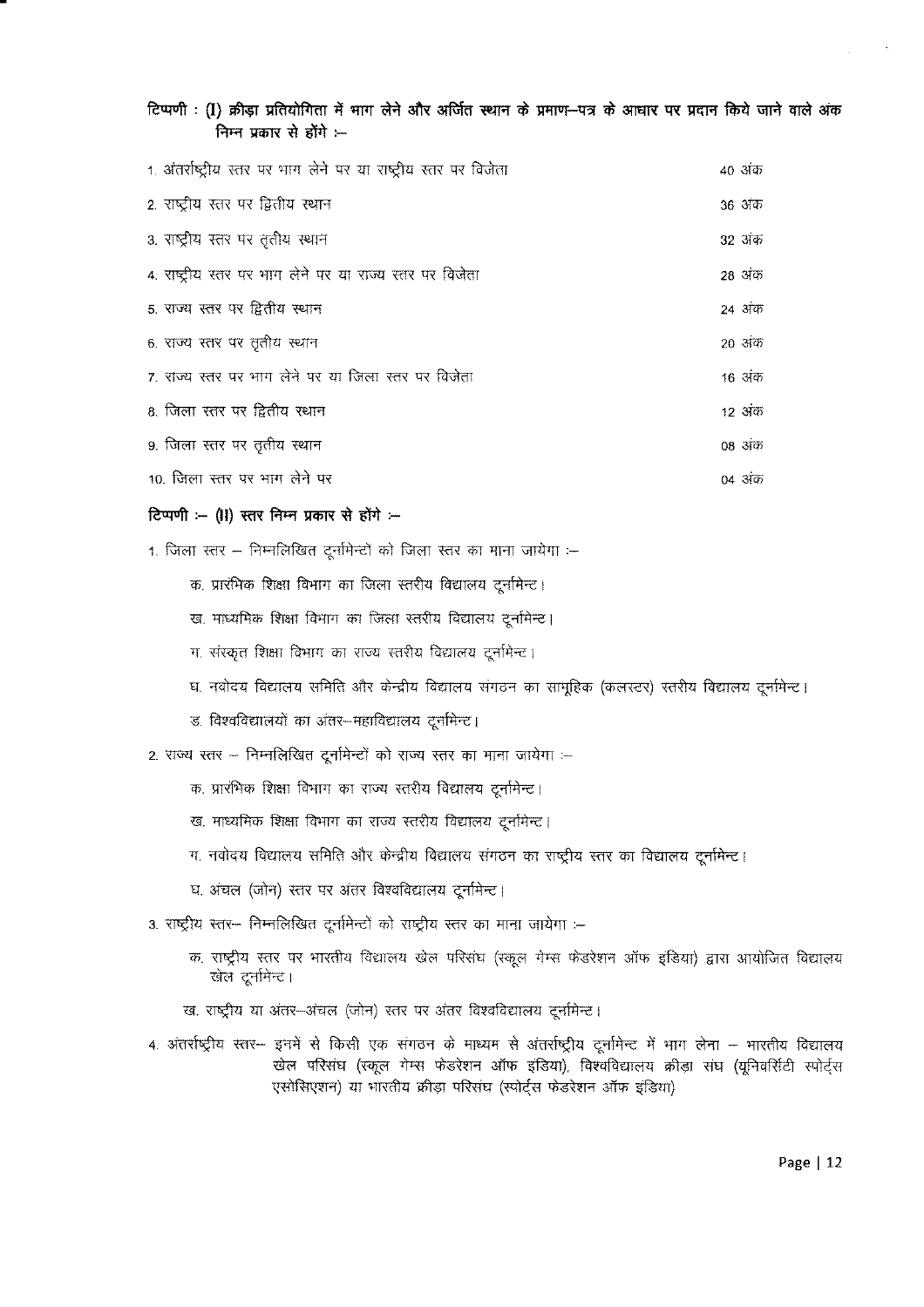**टिप्पणी : (I) क्रीड़ा प्रतियोगिता में भाग लेने और अर्जित स्थान के प्रमाण–पत्र के आधार पर प्रदान किये जाने वाले अंक निम्न प्रकार से होंगे :–**

| | |
|---|---|
| 1. अंतर्राष्ट्रीय स्तर पर भाग लेने पर या राष्ट्रीय स्तर पर विजेता | 40 अंक |
| 2. राष्ट्रीय स्तर पर द्वितीय स्थान | 36 अंक |
| 3. राष्ट्रीय स्तर पर तृतीय स्थान | 32 अंक |
| 4. राष्ट्रीय स्तर पर भाग लेने पर या राज्य स्तर पर विजेता | 28 अंक |
| 5. राज्य स्तर पर द्वितीय स्थान | 24 अंक |
| 6. राज्य स्तर पर तृतीय स्थान | 20 अंक |
| 7. राज्य स्तर पर भाग लेने पर या जिला स्तर पर विजेता | 16 अंक |
| 8. जिला स्तर पर द्वितीय स्थान | 12 अंक |
| 9. जिला स्तर पर तृतीय स्थान | 08 अंक |
| 10. जिला स्तर पर भाग लेने पर | 04 अंक |

**टिप्पणी :– (II) स्तर निम्न प्रकार से होंगे :–**

1. जिला स्तर – निम्नलिखित टूर्नामेन्टों को जिला स्तर का माना जायेगा :–
   - क. प्रारंभिक शिक्षा विभाग का जिला स्तरीय विद्यालय टूर्नामेन्ट।
   - ख. माध्यमिक शिक्षा विभाग का जिला स्तरीय विद्यालय टूर्नामेन्ट।
   - ग. संस्कृत शिक्षा विभाग का राज्य स्तरीय विद्यालय टूर्नामेन्ट।
   - घ. नवोदय विद्यालय समिति और केन्द्रीय विद्यालय संगठन का सामूहिक (कलस्टर) स्तरीय विद्यालय टूर्नामेन्ट।
   - ड. विश्वविद्यालयों का अंतर–महाविद्यालय टूर्नामेन्ट।
2. राज्य स्तर – निम्नलिखित टूर्नामेन्टों को राज्य स्तर का माना जायेगा :–
   - क. प्रारंभिक शिक्षा विभाग का राज्य स्तरीय विद्यालय टूर्नामेन्ट।
   - ख. माध्यमिक शिक्षा विभाग का राज्य स्तरीय विद्यालय टूर्नामेन्ट।
   - ग. नवोदय विद्यालय समिति और केन्द्रीय विद्यालय संगठन का राष्ट्रीय स्तर का विद्यालय टूर्नामेन्ट।
   - घ. अंचल (जोन) स्तर पर अंतर विश्वविद्यालय टूर्नामेन्ट।
3. राष्ट्रीय स्तर– निम्नलिखित टूर्नामेन्टों को राष्ट्रीय स्तर का माना जायेगा :–
   - क. राष्ट्रीय स्तर पर भारतीय विद्यालय खेल परिसंघ (स्कूल गेम्स फेडरेशन ऑफ इंडिया) द्वारा आयोजित विद्यालय खेल टूर्नामेन्ट।
   - ख. राष्ट्रीय या अंतर–अंचल (जोन) स्तर पर अंतर विश्वविद्यालय टूर्नामेन्ट।
4. अंतर्राष्ट्रीय स्तर– इनमे से किसी एक संगठन के माध्यम से अंतर्राष्ट्रीय टूर्नामेन्ट में भाग लेना – भारतीय विद्यालय खेल परिसंघ (स्कूल गेम्स फेडरेशन ऑफ इंडिया), विश्वविद्यालय क्रीड़ा संघ (यूनिवर्सिटी स्पोर्ट्स एसोसिएशन) या भारतीय क्रीड़ा परिसंघ (स्पोर्ट्स फेडरेशन ऑफ इंडिया)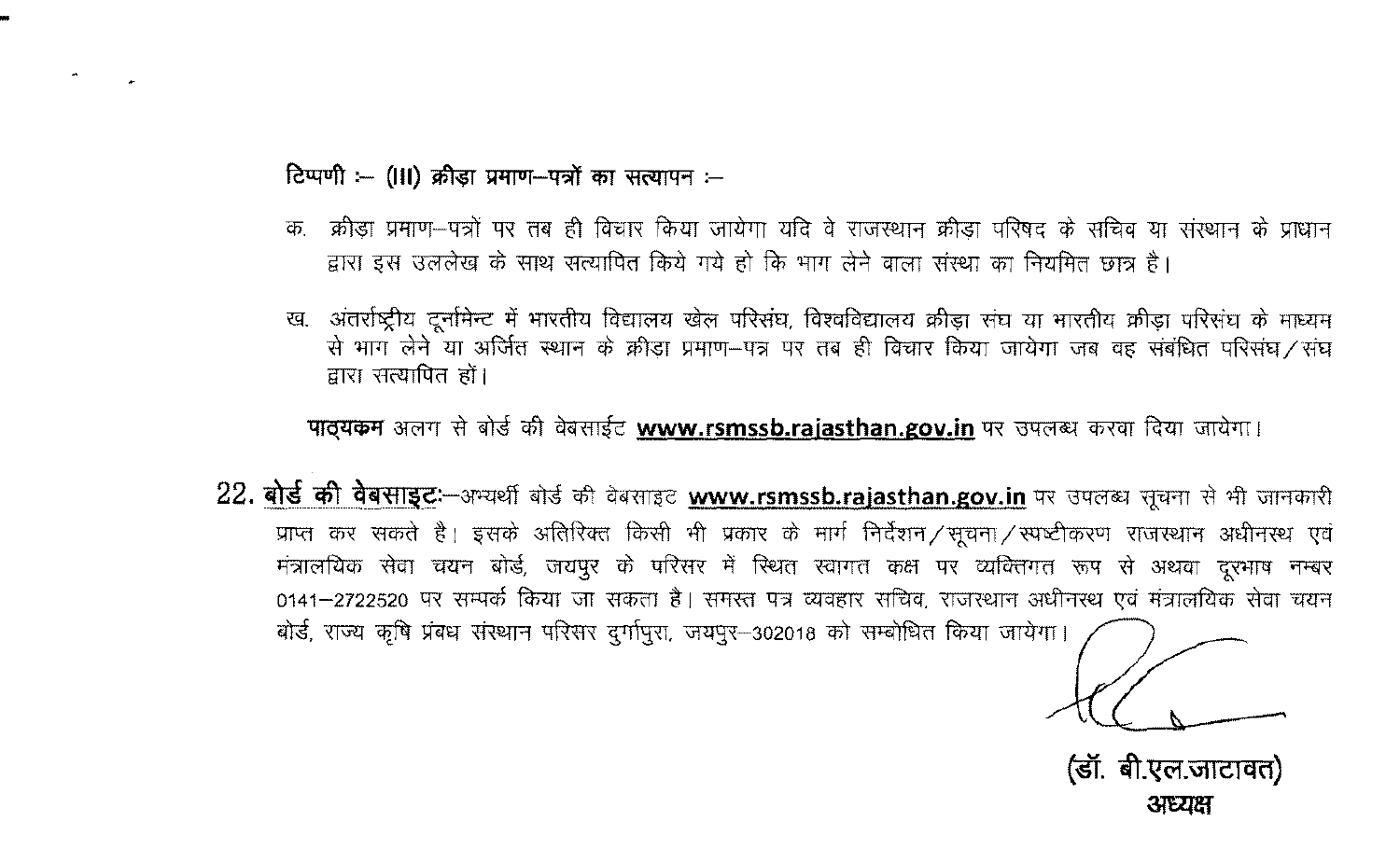**टिप्पणी :– (III) क्रीड़ा प्रमाण–पत्रों का सत्यापन :–**

क. क्रीड़ा प्रमाण–पत्रों पर तब ही विचार किया जायेगा यदि वे राजस्थान क्रीड़ा परिषद के सचिव या संस्थान के प्राधान द्वारा इस उललेख के साथ सत्यापित किये गये हो कि भाग लेने वाला संस्था का नियमित छात्र है।

ख. अंतर्राष्ट्रीय टूर्नामेन्ट में भारतीय विद्यालय खेल परिसंघ, विश्वविद्यालय क्रीड़ा संघ या भारतीय क्रीड़ा परिसंघ के माध्यम से भाग लेने या अर्जित स्थान के क्रीड़ा प्रमाण–पत्र पर तब ही विचार किया जायेगा जब वह संबंधित परिसंघ/संघ द्वारा सत्यापित हों।

**पाठ्यक्रम** अलग से बोर्ड की वेबसाईट **www.rsmssb.rajasthan.gov.in** पर उपलब्ध करवा दिया जायेगा।

22. **बोर्ड की वेबसाइटः**–अभ्यर्थी बोर्ड की वेबसाइट **www.rsmssb.rajasthan.gov.in** पर उपलब्ध सूचना से भी जानकारी प्राप्त कर सकते है। इसके अतिरिक्त किसी भी प्रकार के मार्ग निर्देशन/सूचना/स्पष्टीकरण राजस्थान अधीनस्थ एवं मंत्रालयिक सेवा चयन बोर्ड, जयपुर के परिसर में स्थित स्वागत कक्ष पर व्यक्तिगत रूप से अथवा दूरभाष नम्बर 0141–2722520 पर सम्पर्क किया जा सकता है। समस्त पत्र व्यवहार सचिव, राजस्थान अधीनस्थ एवं मंत्रालयिक सेवा चयन बोर्ड, राज्य कृषि प्रबंध संस्थान परिसर दुर्गापुरा, जयपुर–302018 को सम्बोधित किया जायेगा।

**(डॉ. बी.एल.जाटावत)**
**अध्यक्ष**